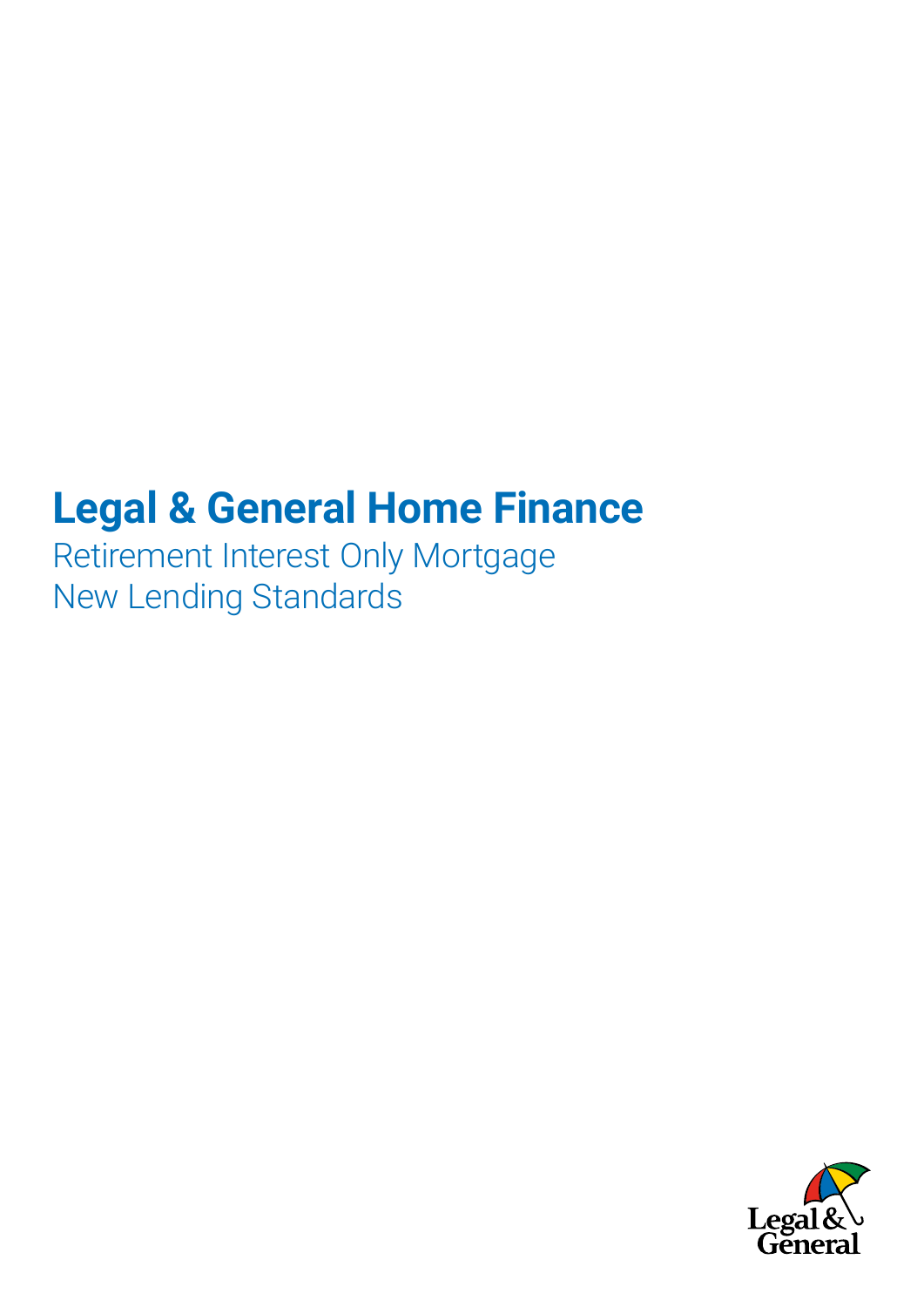# Legal & General Home Finance

Retirement Interest Only Mortgage
New Lending Standards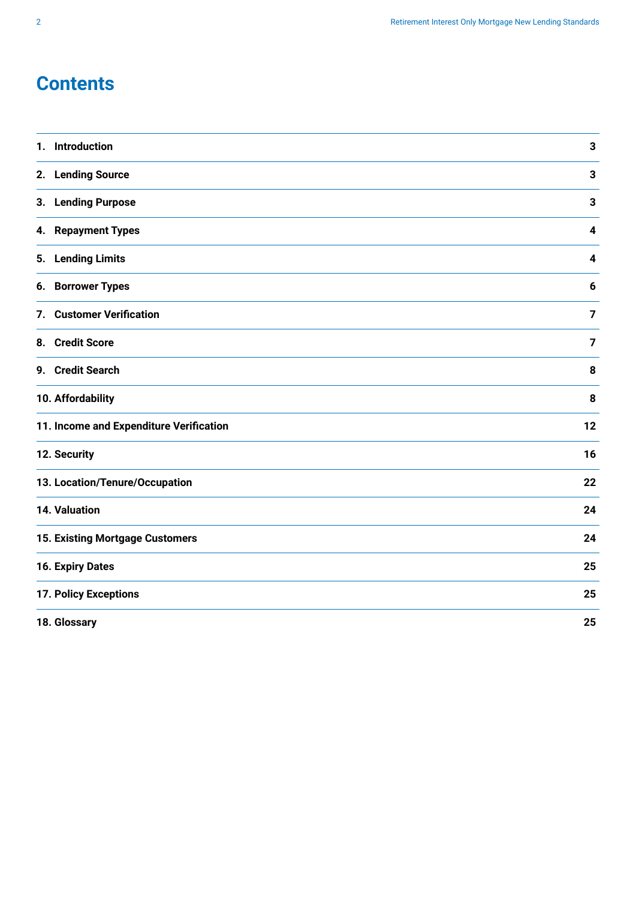# Contents

| | |
|---|---|
| 1. Introduction | 3 |
| 2. Lending Source | 3 |
| 3. Lending Purpose | 3 |
| 4. Repayment Types | 4 |
| 5. Lending Limits | 4 |
| 6. Borrower Types | 6 |
| 7. Customer Verification | 7 |
| 8. Credit Score | 7 |
| 9. Credit Search | 8 |
| 10. Affordability | 8 |
| 11. Income and Expenditure Verification | 12 |
| 12. Security | 16 |
| 13. Location/Tenure/Occupation | 22 |
| 14. Valuation | 24 |
| 15. Existing Mortgage Customers | 24 |
| 16. Expiry Dates | 25 |
| 17. Policy Exceptions | 25 |
| 18. Glossary | 25 |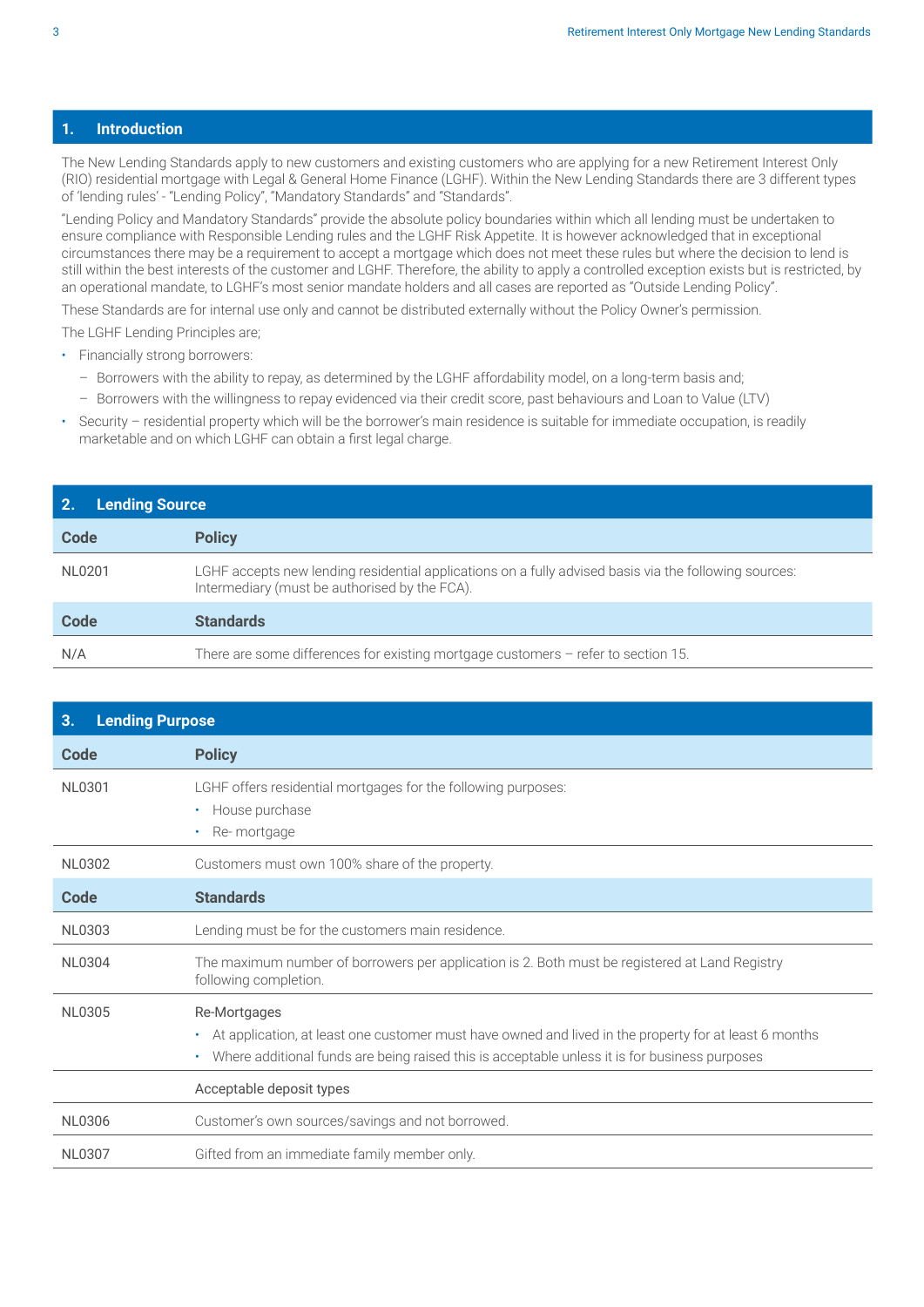## 1. Introduction

The New Lending Standards apply to new customers and existing customers who are applying for a new Retirement Interest Only (RIO) residential mortgage with Legal & General Home Finance (LGHF). Within the New Lending Standards there are 3 different types of 'lending rules' - "Lending Policy", "Mandatory Standards" and "Standards".

"Lending Policy and Mandatory Standards" provide the absolute policy boundaries within which all lending must be undertaken to ensure compliance with Responsible Lending rules and the LGHF Risk Appetite. It is however acknowledged that in exceptional circumstances there may be a requirement to accept a mortgage which does not meet these rules but where the decision to lend is still within the best interests of the customer and LGHF. Therefore, the ability to apply a controlled exception exists but is restricted, by an operational mandate, to LGHF's most senior mandate holders and all cases are reported as "Outside Lending Policy".

These Standards are for internal use only and cannot be distributed externally without the Policy Owner's permission.

The LGHF Lending Principles are;

- Financially strong borrowers:
  - Borrowers with the ability to repay, as determined by the LGHF affordability model, on a long-term basis and;
  - Borrowers with the willingness to repay evidenced via their credit score, past behaviours and Loan to Value (LTV)
- Security – residential property which will be the borrower's main residence is suitable for immediate occupation, is readily marketable and on which LGHF can obtain a first legal charge.

## 2. Lending Source

| Code | Policy |
|---|---|
| NL0201 | LGHF accepts new lending residential applications on a fully advised basis via the following sources: Intermediary (must be authorised by the FCA). |
| **Code** | **Standards** |
| N/A | There are some differences for existing mortgage customers – refer to section 15. |

## 3. Lending Purpose

| Code | Policy |
|---|---|
| NL0301 | LGHF offers residential mortgages for the following purposes:<br>• House purchase<br>• Re- mortgage |
| NL0302 | Customers must own 100% share of the property. |
| **Code** | **Standards** |
| NL0303 | Lending must be for the customers main residence. |
| NL0304 | The maximum number of borrowers per application is 2. Both must be registered at Land Registry following completion. |
| NL0305 | Re-Mortgages<br>• At application, at least one customer must have owned and lived in the property for at least 6 months<br>• Where additional funds are being raised this is acceptable unless it is for business purposes |
| | Acceptable deposit types |
| NL0306 | Customer's own sources/savings and not borrowed. |
| NL0307 | Gifted from an immediate family member only. |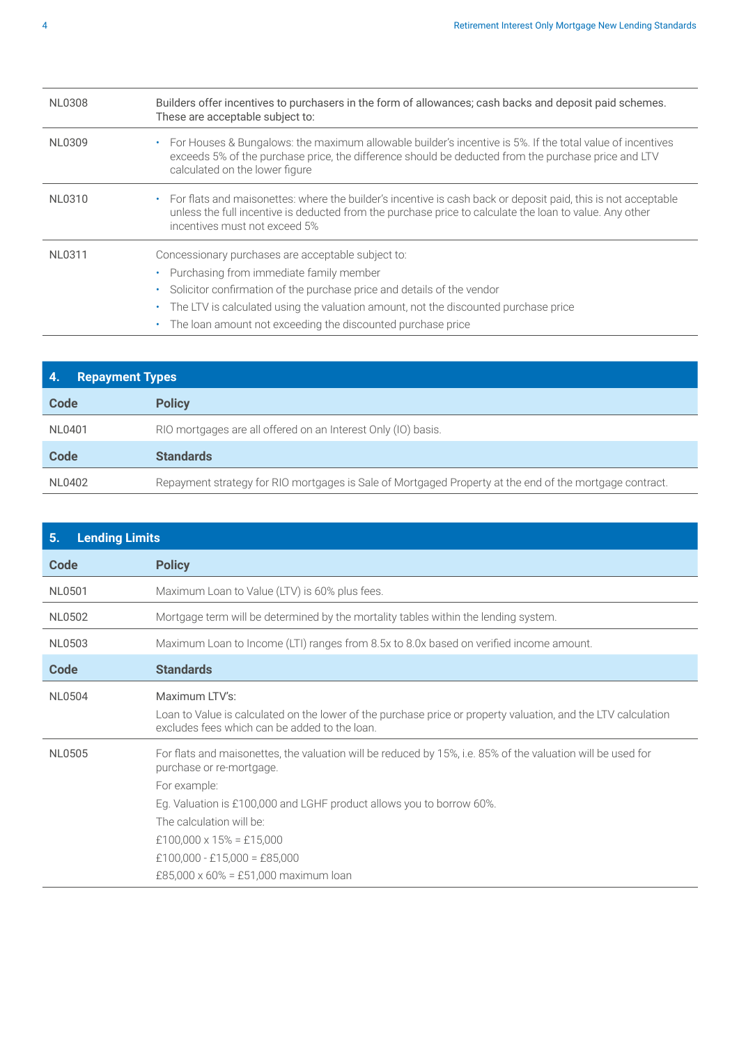| | |
|---|---|
| NL0308 | Builders offer incentives to purchasers in the form of allowances; cash backs and deposit paid schemes. These are acceptable subject to: |
| NL0309 | • For Houses & Bungalows: the maximum allowable builder's incentive is 5%. If the total value of incentives exceeds 5% of the purchase price, the difference should be deducted from the purchase price and LTV calculated on the lower figure |
| NL0310 | • For flats and maisonettes: where the builder's incentive is cash back or deposit paid, this is not acceptable unless the full incentive is deducted from the purchase price to calculate the loan to value. Any other incentives must not exceed 5% |
| NL0311 | Concessionary purchases are acceptable subject to:<br>• Purchasing from immediate family member<br>• Solicitor confirmation of the purchase price and details of the vendor<br>• The LTV is calculated using the valuation amount, not the discounted purchase price<br>• The loan amount not exceeding the discounted purchase price |

## 4. Repayment Types

| Code | Policy |
|---|---|
| NL0401 | RIO mortgages are all offered on an Interest Only (IO) basis. |
| **Code** | **Standards** |
| NL0402 | Repayment strategy for RIO mortgages is Sale of Mortgaged Property at the end of the mortgage contract. |

## 5. Lending Limits

| Code | Policy |
|---|---|
| NL0501 | Maximum Loan to Value (LTV) is 60% plus fees. |
| NL0502 | Mortgage term will be determined by the mortality tables within the lending system. |
| NL0503 | Maximum Loan to Income (LTI) ranges from 8.5x to 8.0x based on verified income amount. |
| **Code** | **Standards** |
| NL0504 | Maximum LTV's:<br>Loan to Value is calculated on the lower of the purchase price or property valuation, and the LTV calculation excludes fees which can be added to the loan. |
| NL0505 | For flats and maisonettes, the valuation will be reduced by 15%, i.e. 85% of the valuation will be used for purchase or re-mortgage.<br>For example:<br>Eg. Valuation is £100,000 and LGHF product allows you to borrow 60%.<br>The calculation will be:<br>£100,000 x 15% = £15,000<br>£100,000 - £15,000 = £85,000<br>£85,000 x 60% = £51,000 maximum loan |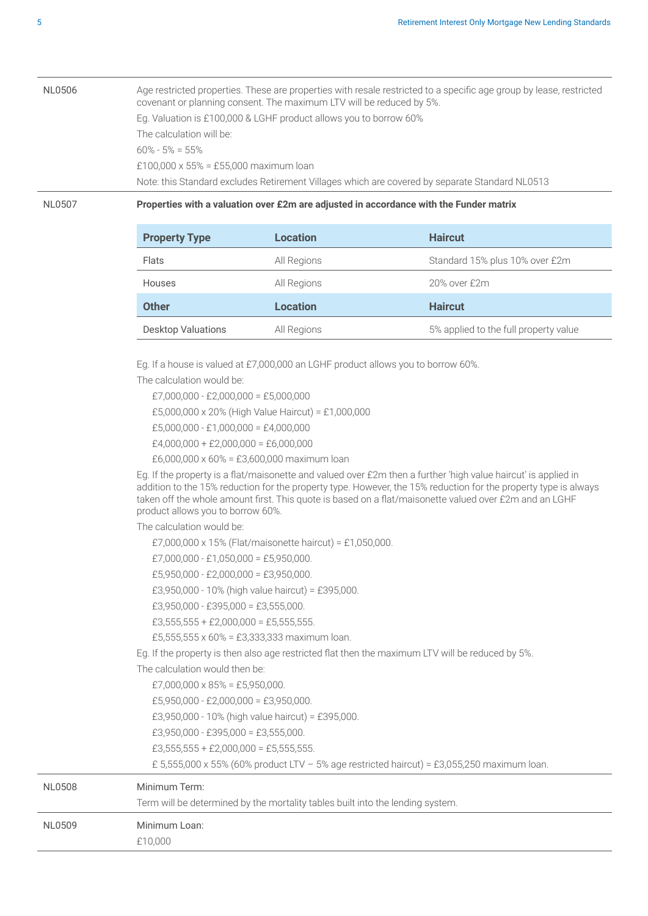**NL0506**

Age restricted properties. These are properties with resale restricted to a specific age group by lease, restricted covenant or planning consent. The maximum LTV will be reduced by 5%.

Eg. Valuation is £100,000 & LGHF product allows you to borrow 60%

The calculation will be:

60% - 5% = 55%

£100,000 x 55% = £55,000 maximum loan

Note: this Standard excludes Retirement Villages which are covered by separate Standard NL0513

**NL0507**

**Properties with a valuation over £2m are adjusted in accordance with the Funder matrix**

| Property Type | Location | Haircut |
|---|---|---|
| Flats | All Regions | Standard 15% plus 10% over £2m |
| Houses | All Regions | 20% over £2m |
| **Other** | **Location** | **Haircut** |
| Desktop Valuations | All Regions | 5% applied to the full property value |

Eg. If a house is valued at £7,000,000 an LGHF product allows you to borrow 60%.

The calculation would be:

£7,000,000 - £2,000,000 = £5,000,000

£5,000,000 x 20% (High Value Haircut) = £1,000,000

£5,000,000 - £1,000,000 = £4,000,000

£4,000,000 + £2,000,000 = £6,000,000

£6,000,000 x 60% = £3,600,000 maximum loan

Eg. If the property is a flat/maisonette and valued over £2m then a further 'high value haircut' is applied in addition to the 15% reduction for the property type. However, the 15% reduction for the property type is always taken off the whole amount first. This quote is based on a flat/maisonette valued over £2m and an LGHF product allows you to borrow 60%.

The calculation would be:

£7,000,000 x 15% (Flat/maisonette haircut) = £1,050,000.

£7,000,000 - £1,050,000 = £5,950,000.

£5,950,000 - £2,000,000 = £3,950,000.

£3,950,000 - 10% (high value haircut) = £395,000.

£3,950,000 - £395,000 = £3,555,000.

£3,555,555 + £2,000,000 = £5,555,555.

£5,555,555 x 60% = £3,333,333 maximum loan.

Eg. If the property is then also age restricted flat then the maximum LTV will be reduced by 5%.

The calculation would then be:

£7,000,000 x 85% = £5,950,000.

£5,950,000 - £2,000,000 = £3,950,000.

£3,950,000 - 10% (high value haircut) = £395,000.

£3,950,000 - £395,000 = £3,555,000.

£3,555,555 + £2,000,000 = £5,555,555.

£ 5,555,000 x 55% (60% product LTV – 5% age restricted haircut) = £3,055,250 maximum loan.

**NL0508**

Minimum Term:

Term will be determined by the mortality tables built into the lending system.

**NL0509**

Minimum Loan:

£10,000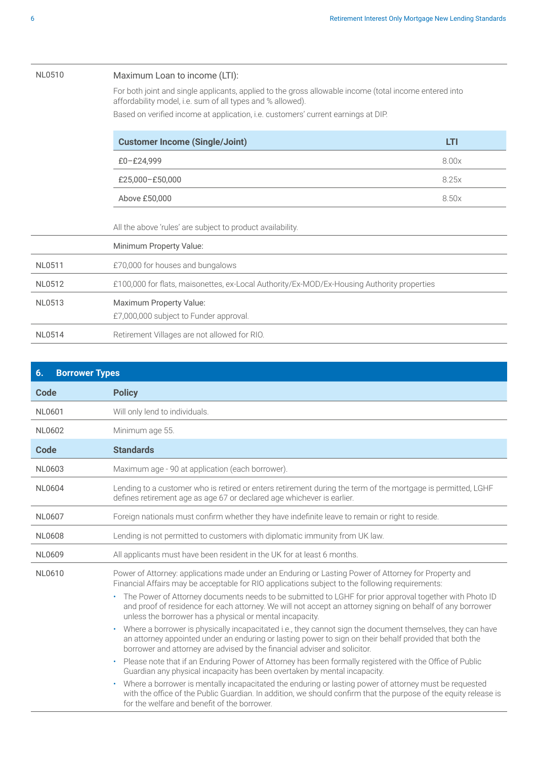| | |
|---|---|
| NL0510 | Maximum Loan to income (LTI):<br>For both joint and single applicants, applied to the gross allowable income (total income entered into affordability model, i.e. sum of all types and % allowed).<br>Based on verified income at application, i.e. customers' current earnings at DIP. |

| Customer Income (Single/Joint) | LTI |
|---|---|
| £0–£24,999 | 8.00x |
| £25,000–£50,000 | 8.25x |
| Above £50,000 | 8.50x |

All the above 'rules' are subject to product availability.

| | |
|---|---|
| | Minimum Property Value: |
| NL0511 | £70,000 for houses and bungalows |
| NL0512 | £100,000 for flats, maisonettes, ex-Local Authority/Ex-MOD/Ex-Housing Authority properties |
| NL0513 | Maximum Property Value:<br>£7,000,000 subject to Funder approval. |
| NL0514 | Retirement Villages are not allowed for RIO. |

## 6. Borrower Types

| Code | Policy |
|---|---|
| NL0601 | Will only lend to individuals. |
| NL0602 | Minimum age 55. |
| **Code** | **Standards** |
| NL0603 | Maximum age - 90 at application (each borrower). |
| NL0604 | Lending to a customer who is retired or enters retirement during the term of the mortgage is permitted, LGHF defines retirement age as age 67 or declared age whichever is earlier. |
| NL0607 | Foreign nationals must confirm whether they have indefinite leave to remain or right to reside. |
| NL0608 | Lending is not permitted to customers with diplomatic immunity from UK law. |
| NL0609 | All applicants must have been resident in the UK for at least 6 months. |
| NL0610 | Power of Attorney: applications made under an Enduring or Lasting Power of Attorney for Property and Financial Affairs may be acceptable for RIO applications subject to the following requirements:<br>• The Power of Attorney documents needs to be submitted to LGHF for prior approval together with Photo ID and proof of residence for each attorney. We will not accept an attorney signing on behalf of any borrower unless the borrower has a physical or mental incapacity.<br>• Where a borrower is physically incapacitated i.e., they cannot sign the document themselves, they can have an attorney appointed under an enduring or lasting power to sign on their behalf provided that both the borrower and attorney are advised by the financial adviser and solicitor.<br>• Please note that if an Enduring Power of Attorney has been formally registered with the Office of Public Guardian any physical incapacity has been overtaken by mental incapacity.<br>• Where a borrower is mentally incapacitated the enduring or lasting power of attorney must be requested with the office of the Public Guardian. In addition, we should confirm that the purpose of the equity release is for the welfare and benefit of the borrower. |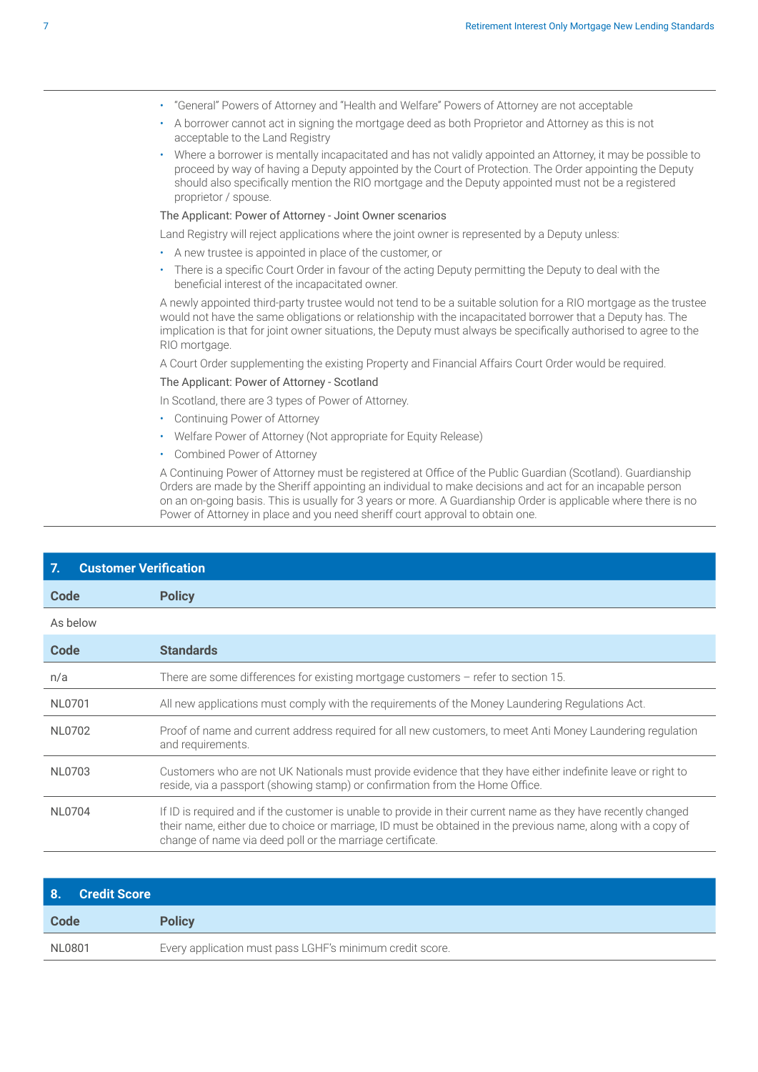- "General" Powers of Attorney and "Health and Welfare" Powers of Attorney are not acceptable
- A borrower cannot act in signing the mortgage deed as both Proprietor and Attorney as this is not acceptable to the Land Registry
- Where a borrower is mentally incapacitated and has not validly appointed an Attorney, it may be possible to proceed by way of having a Deputy appointed by the Court of Protection. The Order appointing the Deputy should also specifically mention the RIO mortgage and the Deputy appointed must not be a registered proprietor / spouse.

The Applicant: Power of Attorney - Joint Owner scenarios

Land Registry will reject applications where the joint owner is represented by a Deputy unless:

- A new trustee is appointed in place of the customer, or
- There is a specific Court Order in favour of the acting Deputy permitting the Deputy to deal with the beneficial interest of the incapacitated owner.

A newly appointed third-party trustee would not tend to be a suitable solution for a RIO mortgage as the trustee would not have the same obligations or relationship with the incapacitated borrower that a Deputy has. The implication is that for joint owner situations, the Deputy must always be specifically authorised to agree to the RIO mortgage.

A Court Order supplementing the existing Property and Financial Affairs Court Order would be required.

The Applicant: Power of Attorney - Scotland

In Scotland, there are 3 types of Power of Attorney.

- Continuing Power of Attorney
- Welfare Power of Attorney (Not appropriate for Equity Release)
- Combined Power of Attorney

A Continuing Power of Attorney must be registered at Office of the Public Guardian (Scotland). Guardianship Orders are made by the Sheriff appointing an individual to make decisions and act for an incapable person on an on-going basis. This is usually for 3 years or more. A Guardianship Order is applicable where there is no Power of Attorney in place and you need sheriff court approval to obtain one.

## 7. Customer Verification

| Code | Policy |
|---|---|
| As below | |

| Code | Standards |
|---|---|
| n/a | There are some differences for existing mortgage customers – refer to section 15. |
| NL0701 | All new applications must comply with the requirements of the Money Laundering Regulations Act. |
| NL0702 | Proof of name and current address required for all new customers, to meet Anti Money Laundering regulation and requirements. |
| NL0703 | Customers who are not UK Nationals must provide evidence that they have either indefinite leave or right to reside, via a passport (showing stamp) or confirmation from the Home Office. |
| NL0704 | If ID is required and if the customer is unable to provide in their current name as they have recently changed their name, either due to choice or marriage, ID must be obtained in the previous name, along with a copy of change of name via deed poll or the marriage certificate. |

## 8. Credit Score

| Code | Policy |
|---|---|
| NL0801 | Every application must pass LGHF's minimum credit score. |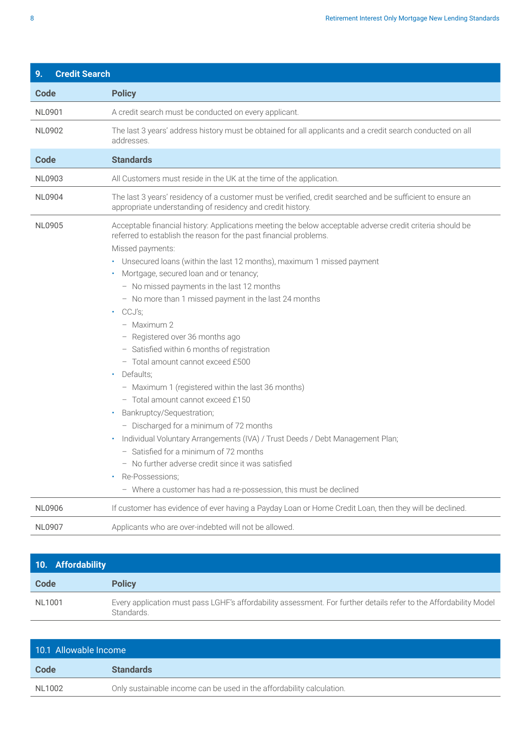## 9. Credit Search

| Code | Policy |
|---|---|
| NL0901 | A credit search must be conducted on every applicant. |
| NL0902 | The last 3 years' address history must be obtained for all applicants and a credit search conducted on all addresses. |
| **Code** | **Standards** |
| NL0903 | All Customers must reside in the UK at the time of the application. |
| NL0904 | The last 3 years' residency of a customer must be verified, credit searched and be sufficient to ensure an appropriate understanding of residency and credit history. |
| NL0905 | Acceptable financial history: Applications meeting the below acceptable adverse credit criteria should be referred to establish the reason for the past financial problems.<br>Missed payments:<br>• Unsecured loans (within the last 12 months), maximum 1 missed payment<br>• Mortgage, secured loan and or tenancy;<br>– No missed payments in the last 12 months<br>– No more than 1 missed payment in the last 24 months<br>• CCJ's;<br>– Maximum 2<br>– Registered over 36 months ago<br>– Satisfied within 6 months of registration<br>– Total amount cannot exceed £500<br>• Defaults;<br>– Maximum 1 (registered within the last 36 months)<br>– Total amount cannot exceed £150<br>• Bankruptcy/Sequestration;<br>– Discharged for a minimum of 72 months<br>• Individual Voluntary Arrangements (IVA) / Trust Deeds / Debt Management Plan;<br>– Satisfied for a minimum of 72 months<br>– No further adverse credit since it was satisfied<br>• Re-Possessions;<br>– Where a customer has had a re-possession, this must be declined |
| NL0906 | If customer has evidence of ever having a Payday Loan or Home Credit Loan, then they will be declined. |
| NL0907 | Applicants who are over-indebted will not be allowed. |

## 10. Affordability

| Code | Policy |
|---|---|
| NL1001 | Every application must pass LGHF's affordability assessment. For further details refer to the Affordability Model Standards. |

### 10.1 Allowable Income

| Code | Standards |
|---|---|
| NL1002 | Only sustainable income can be used in the affordability calculation. |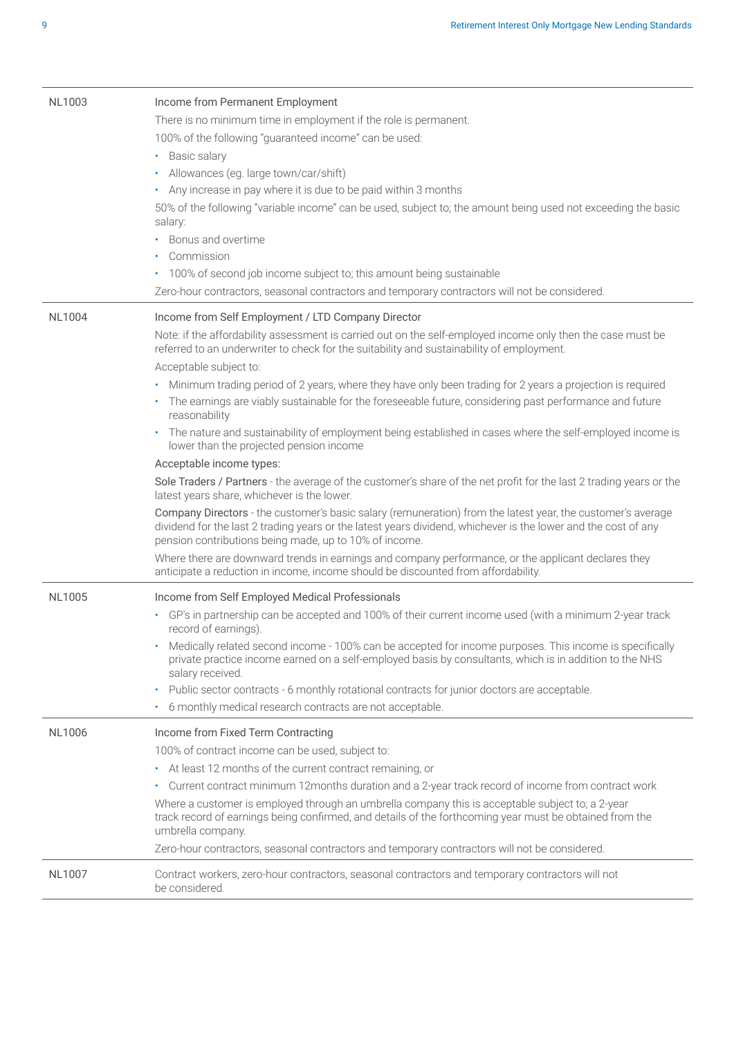| | |
|---|---|
| NL1003 | Income from Permanent Employment<br>There is no minimum time in employment if the role is permanent.<br>100% of the following "guaranteed income" can be used:<br>• Basic salary<br>• Allowances (eg. large town/car/shift)<br>• Any increase in pay where it is due to be paid within 3 months<br>50% of the following "variable income" can be used, subject to; the amount being used not exceeding the basic salary:<br>• Bonus and overtime<br>• Commission<br>• 100% of second job income subject to; this amount being sustainable<br>Zero-hour contractors, seasonal contractors and temporary contractors will not be considered. |
| NL1004 | Income from Self Employment / LTD Company Director<br>Note: if the affordability assessment is carried out on the self-employed income only then the case must be referred to an underwriter to check for the suitability and sustainability of employment.<br>Acceptable subject to:<br>• Minimum trading period of 2 years, where they have only been trading for 2 years a projection is required<br>• The earnings are viably sustainable for the foreseeable future, considering past performance and future reasonability<br>• The nature and sustainability of employment being established in cases where the self-employed income is lower than the projected pension income<br>Acceptable income types:<br>Sole Traders / Partners - the average of the customer's share of the net profit for the last 2 trading years or the latest years share, whichever is the lower.<br>Company Directors - the customer's basic salary (remuneration) from the latest year, the customer's average dividend for the last 2 trading years or the latest years dividend, whichever is the lower and the cost of any pension contributions being made, up to 10% of income.<br>Where there are downward trends in earnings and company performance, or the applicant declares they anticipate a reduction in income, income should be discounted from affordability. |
| NL1005 | Income from Self Employed Medical Professionals<br>• GP's in partnership can be accepted and 100% of their current income used (with a minimum 2-year track record of earnings).<br>• Medically related second income - 100% can be accepted for income purposes. This income is specifically private practice income earned on a self-employed basis by consultants, which is in addition to the NHS salary received.<br>• Public sector contracts - 6 monthly rotational contracts for junior doctors are acceptable.<br>• 6 monthly medical research contracts are not acceptable. |
| NL1006 | Income from Fixed Term Contracting<br>100% of contract income can be used, subject to:<br>• At least 12 months of the current contract remaining, or<br>• Current contract minimum 12months duration and a 2-year track record of income from contract work<br>Where a customer is employed through an umbrella company this is acceptable subject to; a 2-year track record of earnings being confirmed, and details of the forthcoming year must be obtained from the umbrella company.<br>Zero-hour contractors, seasonal contractors and temporary contractors will not be considered. |
| NL1007 | Contract workers, zero-hour contractors, seasonal contractors and temporary contractors will not be considered. |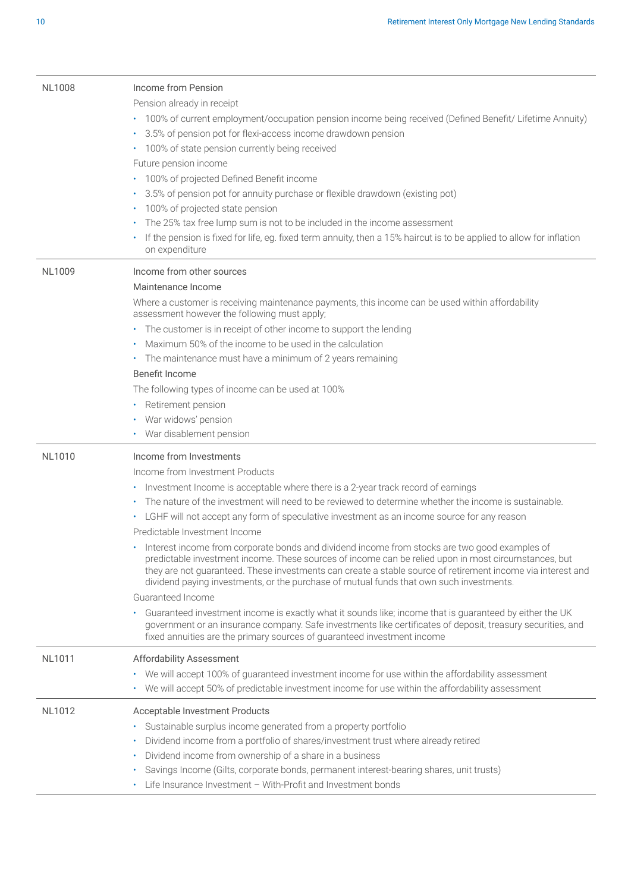| | |
|---|---|
| NL1008 | Income from Pension<br>Pension already in receipt<br>• 100% of current employment/occupation pension income being received (Defined Benefit/ Lifetime Annuity)<br>• 3.5% of pension pot for flexi-access income drawdown pension<br>• 100% of state pension currently being received<br>Future pension income<br>• 100% of projected Defined Benefit income<br>• 3.5% of pension pot for annuity purchase or flexible drawdown (existing pot)<br>• 100% of projected state pension<br>• The 25% tax free lump sum is not to be included in the income assessment<br>• If the pension is fixed for life, eg. fixed term annuity, then a 15% haircut is to be applied to allow for inflation on expenditure |
| NL1009 | Income from other sources<br>Maintenance Income<br>Where a customer is receiving maintenance payments, this income can be used within affordability assessment however the following must apply;<br>• The customer is in receipt of other income to support the lending<br>• Maximum 50% of the income to be used in the calculation<br>• The maintenance must have a minimum of 2 years remaining<br>Benefit Income<br>The following types of income can be used at 100%<br>• Retirement pension<br>• War widows' pension<br>• War disablement pension |
| NL1010 | Income from Investments<br>Income from Investment Products<br>• Investment Income is acceptable where there is a 2-year track record of earnings<br>• The nature of the investment will need to be reviewed to determine whether the income is sustainable.<br>• LGHF will not accept any form of speculative investment as an income source for any reason<br>Predictable Investment Income<br>• Interest income from corporate bonds and dividend income from stocks are two good examples of predictable investment income. These sources of income can be relied upon in most circumstances, but they are not guaranteed. These investments can create a stable source of retirement income via interest and dividend paying investments, or the purchase of mutual funds that own such investments.<br>Guaranteed Income<br>• Guaranteed investment income is exactly what it sounds like; income that is guaranteed by either the UK government or an insurance company. Safe investments like certificates of deposit, treasury securities, and fixed annuities are the primary sources of guaranteed investment income |
| NL1011 | Affordability Assessment<br>• We will accept 100% of guaranteed investment income for use within the affordability assessment<br>• We will accept 50% of predictable investment income for use within the affordability assessment |
| NL1012 | Acceptable Investment Products<br>• Sustainable surplus income generated from a property portfolio<br>• Dividend income from a portfolio of shares/investment trust where already retired<br>• Dividend income from ownership of a share in a business<br>• Savings Income (Gilts, corporate bonds, permanent interest-bearing shares, unit trusts)<br>• Life Insurance Investment – With-Profit and Investment bonds |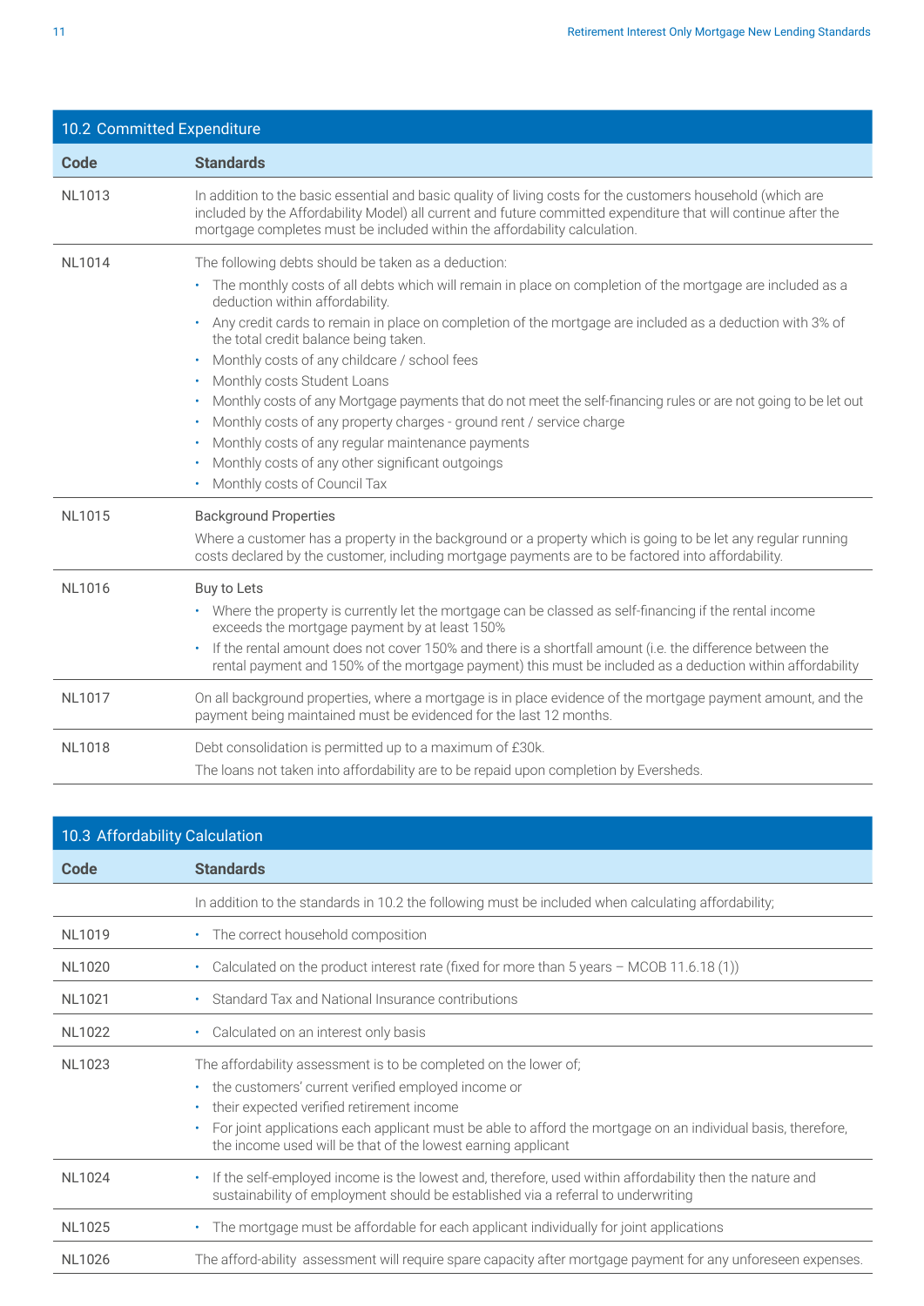## 10.2 Committed Expenditure

| Code | Standards |
|---|---|
| NL1013 | In addition to the basic essential and basic quality of living costs for the customers household (which are included by the Affordability Model) all current and future committed expenditure that will continue after the mortgage completes must be included within the affordability calculation. |
| NL1014 | The following debts should be taken as a deduction:<br>• The monthly costs of all debts which will remain in place on completion of the mortgage are included as a deduction within affordability.<br>• Any credit cards to remain in place on completion of the mortgage are included as a deduction with 3% of the total credit balance being taken.<br>• Monthly costs of any childcare / school fees<br>• Monthly costs Student Loans<br>• Monthly costs of any Mortgage payments that do not meet the self-financing rules or are not going to be let out<br>• Monthly costs of any property charges - ground rent / service charge<br>• Monthly costs of any regular maintenance payments<br>• Monthly costs of any other significant outgoings<br>• Monthly costs of Council Tax |
| NL1015 | Background Properties<br>Where a customer has a property in the background or a property which is going to be let any regular running costs declared by the customer, including mortgage payments are to be factored into affordability. |
| NL1016 | Buy to Lets<br>• Where the property is currently let the mortgage can be classed as self-financing if the rental income exceeds the mortgage payment by at least 150%<br>• If the rental amount does not cover 150% and there is a shortfall amount (i.e. the difference between the rental payment and 150% of the mortgage payment) this must be included as a deduction within affordability |
| NL1017 | On all background properties, where a mortgage is in place evidence of the mortgage payment amount, and the payment being maintained must be evidenced for the last 12 months. |
| NL1018 | Debt consolidation is permitted up to a maximum of £30k.<br>The loans not taken into affordability are to be repaid upon completion by Eversheds. |

## 10.3 Affordability Calculation

| Code | Standards |
|---|---|
| | In addition to the standards in 10.2 the following must be included when calculating affordability; |
| NL1019 | • The correct household composition |
| NL1020 | • Calculated on the product interest rate (fixed for more than 5 years – MCOB 11.6.18 (1)) |
| NL1021 | • Standard Tax and National Insurance contributions |
| NL1022 | • Calculated on an interest only basis |
| NL1023 | The affordability assessment is to be completed on the lower of;<br>• the customers' current verified employed income or<br>• their expected verified retirement income<br>• For joint applications each applicant must be able to afford the mortgage on an individual basis, therefore, the income used will be that of the lowest earning applicant |
| NL1024 | • If the self-employed income is the lowest and, therefore, used within affordability then the nature and sustainability of employment should be established via a referral to underwriting |
| NL1025 | • The mortgage must be affordable for each applicant individually for joint applications |
| NL1026 | The afford-ability assessment will require spare capacity after mortgage payment for any unforeseen expenses. |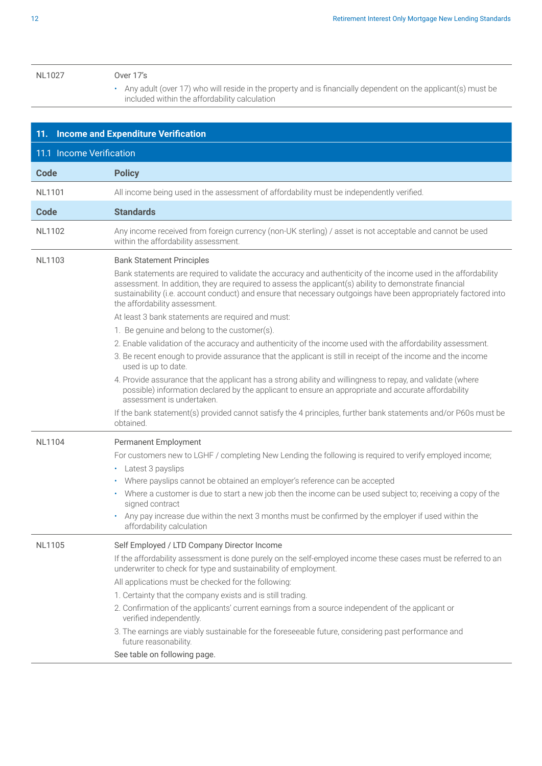| | |
|---|---|
| NL1027 | Over 17's<br>• Any adult (over 17) who will reside in the property and is financially dependent on the applicant(s) must be included within the affordability calculation |

## 11. Income and Expenditure Verification

### 11.1 Income Verification

| Code | Policy |
|---|---|
| NL1101 | All income being used in the assessment of affordability must be independently verified. |
| **Code** | **Standards** |
| NL1102 | Any income received from foreign currency (non-UK sterling) / asset is not acceptable and cannot be used within the affordability assessment. |
| NL1103 | Bank Statement Principles<br>Bank statements are required to validate the accuracy and authenticity of the income used in the affordability assessment. In addition, they are required to assess the applicant(s) ability to demonstrate financial sustainability (i.e. account conduct) and ensure that necessary outgoings have been appropriately factored into the affordability assessment.<br>At least 3 bank statements are required and must:<br>1. Be genuine and belong to the customer(s).<br>2. Enable validation of the accuracy and authenticity of the income used with the affordability assessment.<br>3. Be recent enough to provide assurance that the applicant is still in receipt of the income and the income used is up to date.<br>4. Provide assurance that the applicant has a strong ability and willingness to repay, and validate (where possible) information declared by the applicant to ensure an appropriate and accurate affordability assessment is undertaken.<br>If the bank statement(s) provided cannot satisfy the 4 principles, further bank statements and/or P60s must be obtained. |
| NL1104 | Permanent Employment<br>For customers new to LGHF / completing New Lending the following is required to verify employed income;<br>• Latest 3 payslips<br>• Where payslips cannot be obtained an employer's reference can be accepted<br>• Where a customer is due to start a new job then the income can be used subject to; receiving a copy of the signed contract<br>• Any pay increase due within the next 3 months must be confirmed by the employer if used within the affordability calculation |
| NL1105 | Self Employed / LTD Company Director Income<br>If the affordability assessment is done purely on the self-employed income these cases must be referred to an underwriter to check for type and sustainability of employment.<br>All applications must be checked for the following:<br>1. Certainty that the company exists and is still trading.<br>2. Confirmation of the applicants' current earnings from a source independent of the applicant or verified independently.<br>3. The earnings are viably sustainable for the foreseeable future, considering past performance and future reasonability.<br>See table on following page. |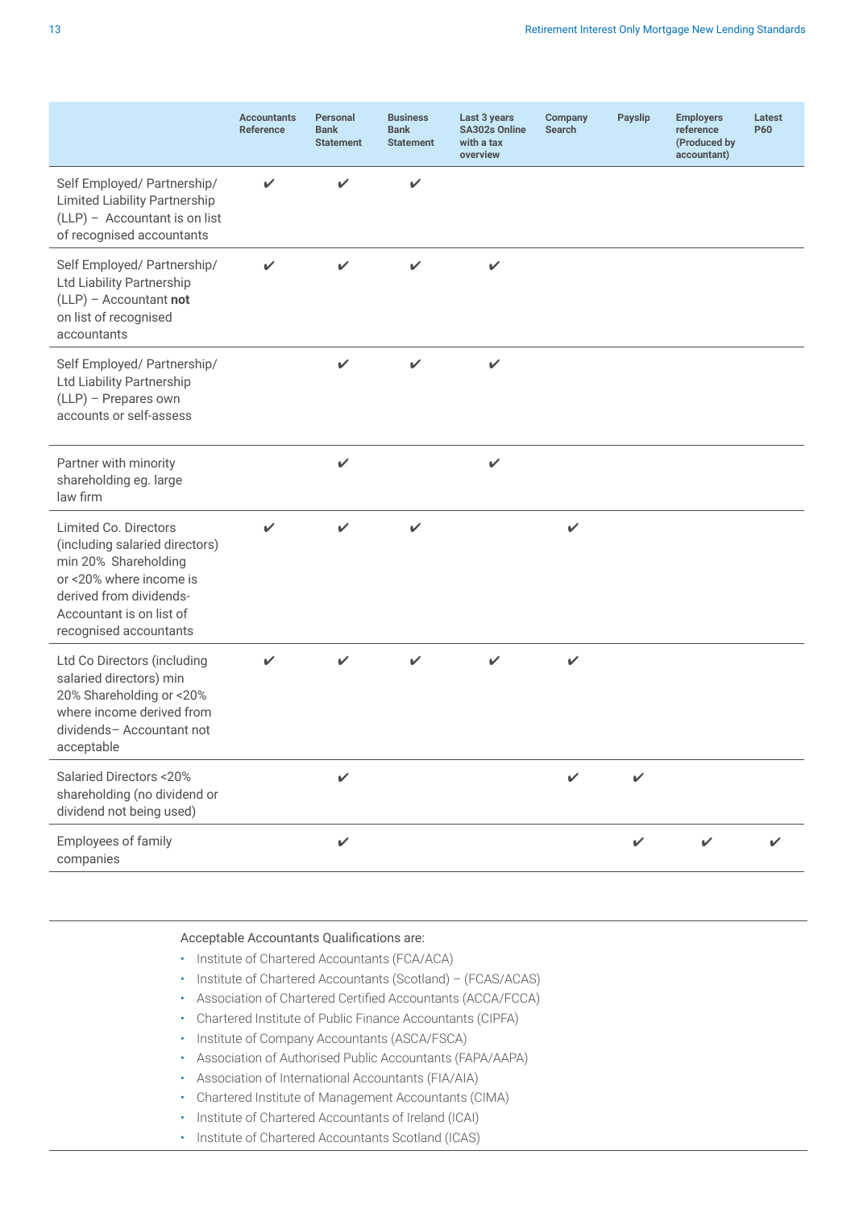| | Accountants Reference | Personal Bank Statement | Business Bank Statement | Last 3 years SA302s Online with a tax overview | Company Search | Payslip | Employers reference (Produced by accountant) | Latest P60 |
|---|---|---|---|---|---|---|---|---|
| Self Employed/ Partnership/ Limited Liability Partnership (LLP) – Accountant is on list of recognised accountants | ✔ | ✔ | ✔ | | | | | |
| Self Employed/ Partnership/ Ltd Liability Partnership (LLP) – Accountant **not** on list of recognised accountants | ✔ | ✔ | ✔ | ✔ | | | | |
| Self Employed/ Partnership/ Ltd Liability Partnership (LLP) – Prepares own accounts or self-assess | | ✔ | ✔ | ✔ | | | | |
| Partner with minority shareholding eg. large law firm | | ✔ | | ✔ | | | | |
| Limited Co. Directors (including salaried directors) min 20% Shareholding or <20% where income is derived from dividends- Accountant is on list of recognised accountants | ✔ | ✔ | ✔ | | ✔ | | | |
| Ltd Co Directors (including salaried directors) min 20% Shareholding or <20% where income derived from dividends– Accountant not acceptable | ✔ | ✔ | ✔ | ✔ | ✔ | | | |
| Salaried Directors <20% shareholding (no dividend or dividend not being used) | | ✔ | | | ✔ | ✔ | | |
| Employees of family companies | | ✔ | | | | ✔ | ✔ | ✔ |

Acceptable Accountants Qualifications are:

- Institute of Chartered Accountants (FCA/ACA)
- Institute of Chartered Accountants (Scotland) – (FCAS/ACAS)
- Association of Chartered Certified Accountants (ACCA/FCCA)
- Chartered Institute of Public Finance Accountants (CIPFA)
- Institute of Company Accountants (ASCA/FSCA)
- Association of Authorised Public Accountants (FAPA/AAPA)
- Association of International Accountants (FIA/AIA)
- Chartered Institute of Management Accountants (CIMA)
- Institute of Chartered Accountants of Ireland (ICAI)
- Institute of Chartered Accountants Scotland (ICAS)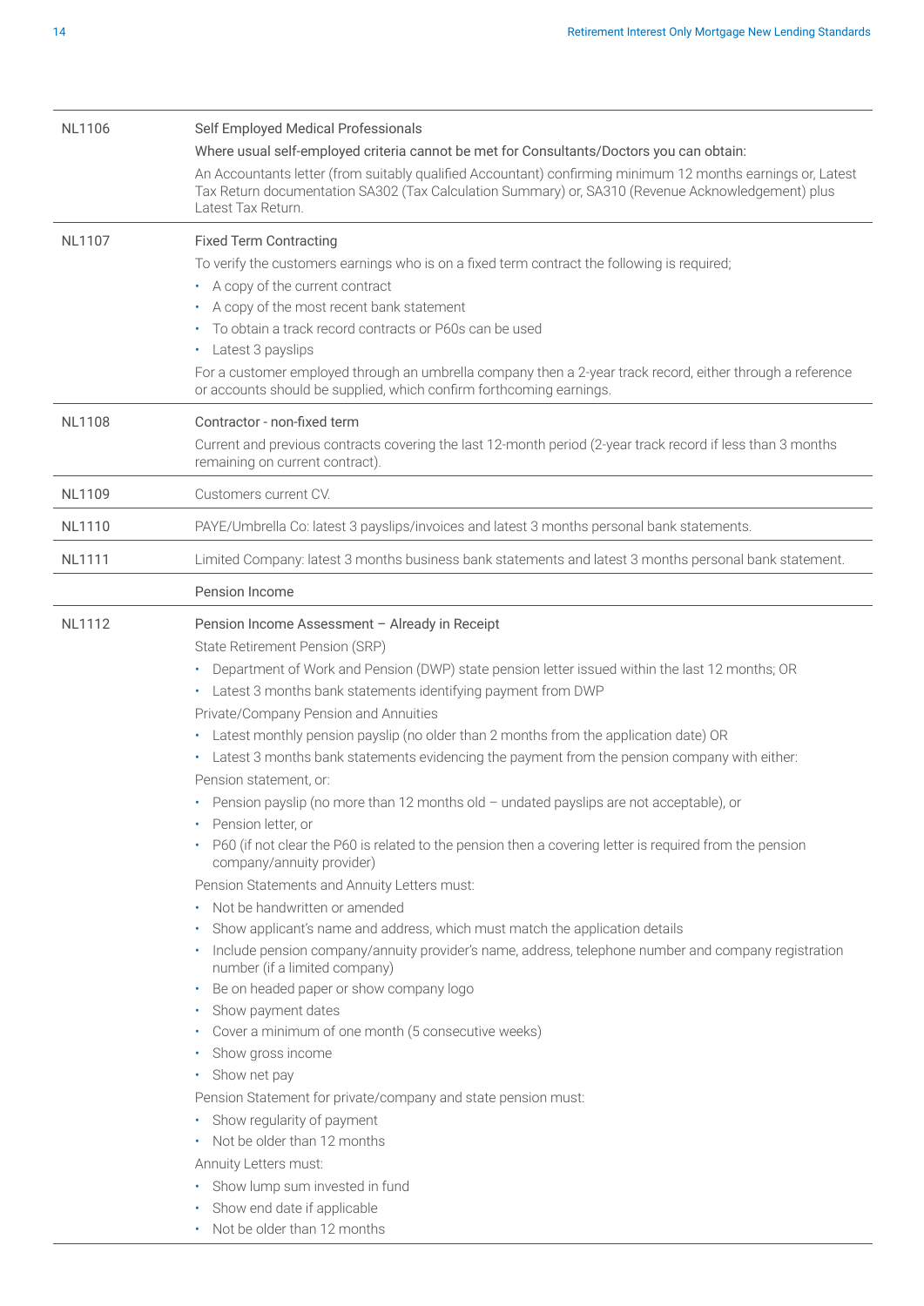| | |
|---|---|
| NL1106 | Self Employed Medical Professionals<br>Where usual self-employed criteria cannot be met for Consultants/Doctors you can obtain:<br>An Accountants letter (from suitably qualified Accountant) confirming minimum 12 months earnings or, Latest Tax Return documentation SA302 (Tax Calculation Summary) or, SA310 (Revenue Acknowledgement) plus Latest Tax Return. |
| NL1107 | Fixed Term Contracting<br>To verify the customers earnings who is on a fixed term contract the following is required;<br>• A copy of the current contract<br>• A copy of the most recent bank statement<br>• To obtain a track record contracts or P60s can be used<br>• Latest 3 payslips<br>For a customer employed through an umbrella company then a 2-year track record, either through a reference or accounts should be supplied, which confirm forthcoming earnings. |
| NL1108 | Contractor - non-fixed term<br>Current and previous contracts covering the last 12-month period (2-year track record if less than 3 months remaining on current contract). |
| NL1109 | Customers current CV. |
| NL1110 | PAYE/Umbrella Co: latest 3 payslips/invoices and latest 3 months personal bank statements. |
| NL1111 | Limited Company: latest 3 months business bank statements and latest 3 months personal bank statement. |
| | Pension Income |
| NL1112 | Pension Income Assessment – Already in Receipt<br>State Retirement Pension (SRP)<br>• Department of Work and Pension (DWP) state pension letter issued within the last 12 months; OR<br>• Latest 3 months bank statements identifying payment from DWP<br>Private/Company Pension and Annuities<br>• Latest monthly pension payslip (no older than 2 months from the application date) OR<br>• Latest 3 months bank statements evidencing the payment from the pension company with either:<br>Pension statement, or:<br>• Pension payslip (no more than 12 months old – undated payslips are not acceptable), or<br>• Pension letter, or<br>• P60 (if not clear the P60 is related to the pension then a covering letter is required from the pension company/annuity provider)<br>Pension Statements and Annuity Letters must:<br>• Not be handwritten or amended<br>• Show applicant's name and address, which must match the application details<br>• Include pension company/annuity provider's name, address, telephone number and company registration number (if a limited company)<br>• Be on headed paper or show company logo<br>• Show payment dates<br>• Cover a minimum of one month (5 consecutive weeks)<br>• Show gross income<br>• Show net pay<br>Pension Statement for private/company and state pension must:<br>• Show regularity of payment<br>• Not be older than 12 months<br>Annuity Letters must:<br>• Show lump sum invested in fund<br>• Show end date if applicable<br>• Not be older than 12 months |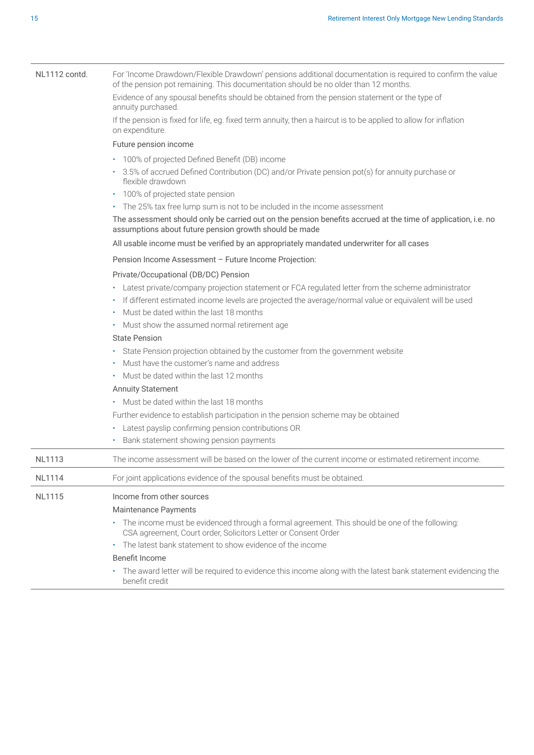| | |
|---|---|
| NL1112 contd. | For 'Income Drawdown/Flexible Drawdown' pensions additional documentation is required to confirm the value of the pension pot remaining. This documentation should be no older than 12 months.<br><br>Evidence of any spousal benefits should be obtained from the pension statement or the type of annuity purchased.<br><br>If the pension is fixed for life, eg. fixed term annuity, then a haircut is to be applied to allow for inflation on expenditure.<br><br>Future pension income<br>• 100% of projected Defined Benefit (DB) income<br>• 3.5% of accrued Defined Contribution (DC) and/or Private pension pot(s) for annuity purchase or flexible drawdown<br>• 100% of projected state pension<br>• The 25% tax free lump sum is not to be included in the income assessment<br><br>The assessment should only be carried out on the pension benefits accrued at the time of application, i.e. no assumptions about future pension growth should be made<br><br>All usable income must be verified by an appropriately mandated underwriter for all cases<br><br>Pension Income Assessment – Future Income Projection:<br><br>Private/Occupational (DB/DC) Pension<br>• Latest private/company projection statement or FCA regulated letter from the scheme administrator<br>• If different estimated income levels are projected the average/normal value or equivalent will be used<br>• Must be dated within the last 18 months<br>• Must show the assumed normal retirement age<br><br>State Pension<br>• State Pension projection obtained by the customer from the government website<br>• Must have the customer's name and address<br>• Must be dated within the last 12 months<br><br>Annuity Statement<br>• Must be dated within the last 18 months<br><br>Further evidence to establish participation in the pension scheme may be obtained<br>• Latest payslip confirming pension contributions OR<br>• Bank statement showing pension payments |
| NL1113 | The income assessment will be based on the lower of the current income or estimated retirement income. |
| NL1114 | For joint applications evidence of the spousal benefits must be obtained. |
| NL1115 | Income from other sources<br><br>Maintenance Payments<br>• The income must be evidenced through a formal agreement. This should be one of the following: CSA agreement, Court order, Solicitors Letter or Consent Order<br>• The latest bank statement to show evidence of the income<br><br>Benefit Income<br>• The award letter will be required to evidence this income along with the latest bank statement evidencing the benefit credit |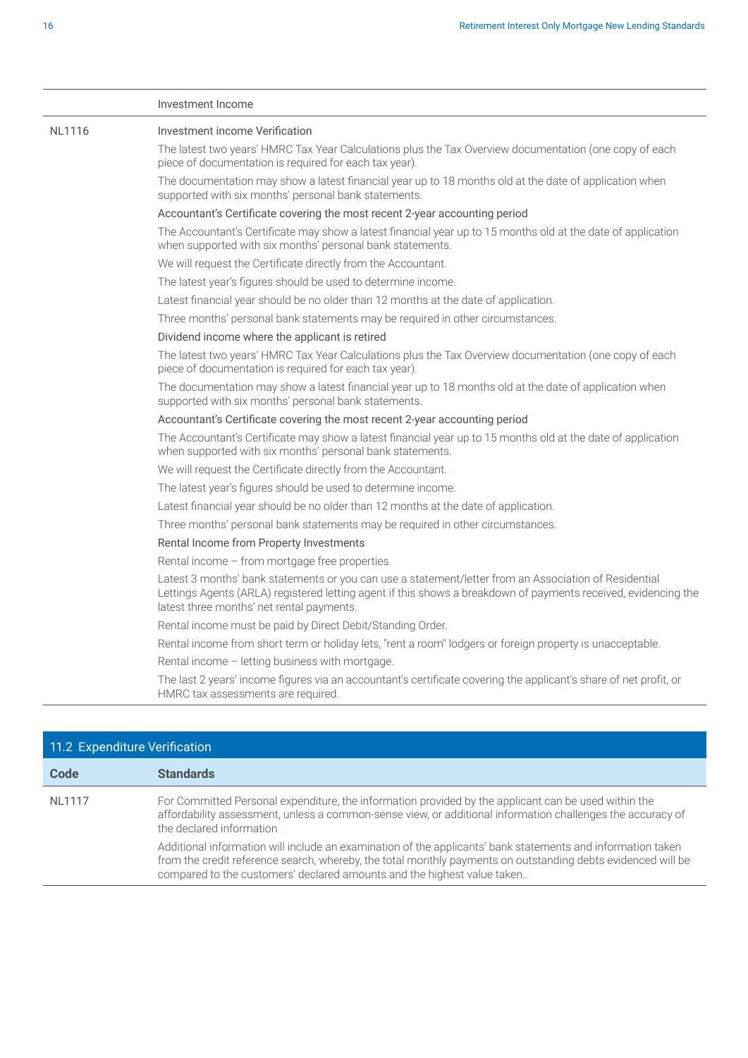| | Investment Income |
|---|---|
| NL1116 | Investment income Verification<br><br>The latest two years' HMRC Tax Year Calculations plus the Tax Overview documentation (one copy of each piece of documentation is required for each tax year).<br><br>The documentation may show a latest financial year up to 18 months old at the date of application when supported with six months' personal bank statements.<br><br>Accountant's Certificate covering the most recent 2-year accounting period<br><br>The Accountant's Certificate may show a latest financial year up to 15 months old at the date of application when supported with six months' personal bank statements.<br><br>We will request the Certificate directly from the Accountant.<br><br>The latest year's figures should be used to determine income.<br><br>Latest financial year should be no older than 12 months at the date of application.<br><br>Three months' personal bank statements may be required in other circumstances.<br><br>Dividend income where the applicant is retired<br><br>The latest two years' HMRC Tax Year Calculations plus the Tax Overview documentation (one copy of each piece of documentation is required for each tax year).<br><br>The documentation may show a latest financial year up to 18 months old at the date of application when supported with six months' personal bank statements.<br><br>Accountant's Certificate covering the most recent 2-year accounting period<br><br>The Accountant's Certificate may show a latest financial year up to 15 months old at the date of application when supported with six months' personal bank statements.<br><br>We will request the Certificate directly from the Accountant.<br><br>The latest year's figures should be used to determine income.<br><br>Latest financial year should be no older than 12 months at the date of application.<br><br>Three months' personal bank statements may be required in other circumstances.<br><br>Rental Income from Property Investments<br><br>Rental income – from mortgage free properties.<br><br>Latest 3 months' bank statements or you can use a statement/letter from an Association of Residential Lettings Agents (ARLA) registered letting agent if this shows a breakdown of payments received, evidencing the latest three months' net rental payments.<br><br>Rental income must be paid by Direct Debit/Standing Order.<br><br>Rental income from short term or holiday lets, "rent a room" lodgers or foreign property is unacceptable.<br><br>Rental income – letting business with mortgage.<br><br>The last 2 years' income figures via an accountant's certificate covering the applicant's share of net profit, or HMRC tax assessments are required. |

## 11.2 Expenditure Verification

| Code | Standards |
|---|---|
| NL1117 | For Committed Personal expenditure, the information provided by the applicant can be used within the affordability assessment, unless a common-sense view, or additional information challenges the accuracy of the declared information<br><br>Additional information will include an examination of the applicants' bank statements and information taken from the credit reference search, whereby, the total monthly payments on outstanding debts evidenced will be compared to the customers' declared amounts and the highest value taken.. |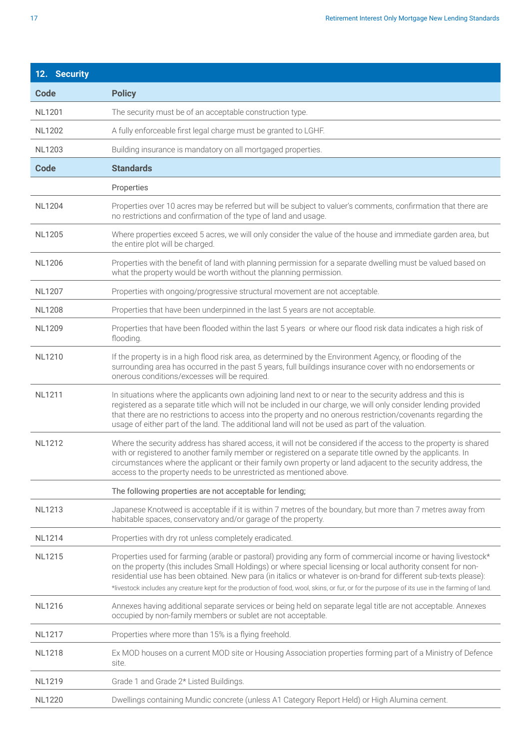| 12. Security | |
|---|---|
| **Code** | **Policy** |
| NL1201 | The security must be of an acceptable construction type. |
| NL1202 | A fully enforceable first legal charge must be granted to LGHF. |
| NL1203 | Building insurance is mandatory on all mortgaged properties. |
| **Code** | **Standards** |
| | Properties |
| NL1204 | Properties over 10 acres may be referred but will be subject to valuer's comments, confirmation that there are no restrictions and confirmation of the type of land and usage. |
| NL1205 | Where properties exceed 5 acres, we will only consider the value of the house and immediate garden area, but the entire plot will be charged. |
| NL1206 | Properties with the benefit of land with planning permission for a separate dwelling must be valued based on what the property would be worth without the planning permission. |
| NL1207 | Properties with ongoing/progressive structural movement are not acceptable. |
| NL1208 | Properties that have been underpinned in the last 5 years are not acceptable. |
| NL1209 | Properties that have been flooded within the last 5 years or where our flood risk data indicates a high risk of flooding. |
| NL1210 | If the property is in a high flood risk area, as determined by the Environment Agency, or flooding of the surrounding area has occurred in the past 5 years, full buildings insurance cover with no endorsements or onerous conditions/excesses will be required. |
| NL1211 | In situations where the applicants own adjoining land next to or near to the security address and this is registered as a separate title which will not be included in our charge, we will only consider lending provided that there are no restrictions to access into the property and no onerous restriction/covenants regarding the usage of either part of the land. The additional land will not be used as part of the valuation. |
| NL1212 | Where the security address has shared access, it will not be considered if the access to the property is shared with or registered to another family member or registered on a separate title owned by the applicants. In circumstances where the applicant or their family own property or land adjacent to the security address, the access to the property needs to be unrestricted as mentioned above. |
| | The following properties are not acceptable for lending; |
| NL1213 | Japanese Knotweed is acceptable if it is within 7 metres of the boundary, but more than 7 metres away from habitable spaces, conservatory and/or garage of the property. |
| NL1214 | Properties with dry rot unless completely eradicated. |
| NL1215 | Properties used for farming (arable or pastoral) providing any form of commercial income or having livestock* on the property (this includes Small Holdings) or where special licensing or local authority consent for non-residential use has been obtained. New para (in italics or whatever is on-brand for different sub-texts please): *livestock includes any creature kept for the production of food, wool, skins, or fur, or for the purpose of its use in the farming of land. |
| NL1216 | Annexes having additional separate services or being held on separate legal title are not acceptable. Annexes occupied by non-family members or sublet are not acceptable. |
| NL1217 | Properties where more than 15% is a flying freehold. |
| NL1218 | Ex MOD houses on a current MOD site or Housing Association properties forming part of a Ministry of Defence site. |
| NL1219 | Grade 1 and Grade 2* Listed Buildings. |
| NL1220 | Dwellings containing Mundic concrete (unless A1 Category Report Held) or High Alumina cement. |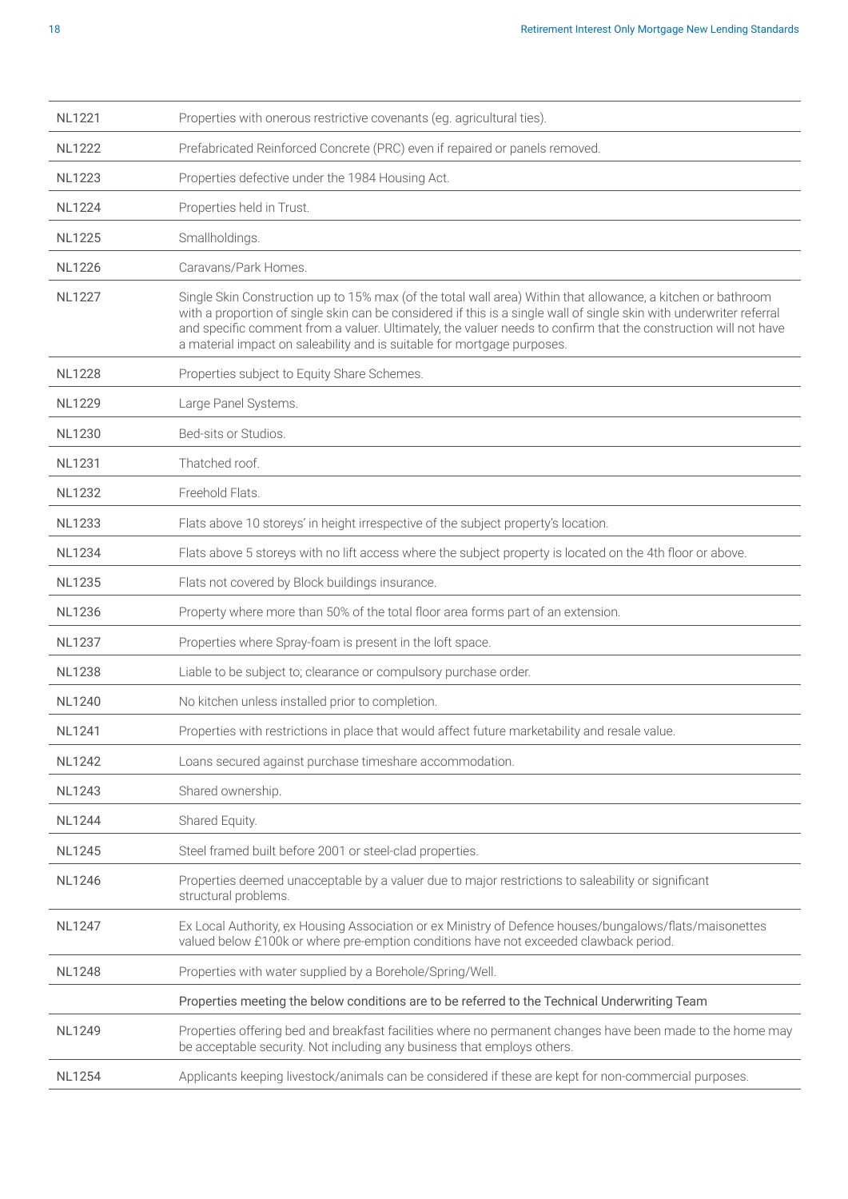| | |
|---|---|
| NL1221 | Properties with onerous restrictive covenants (eg. agricultural ties). |
| NL1222 | Prefabricated Reinforced Concrete (PRC) even if repaired or panels removed. |
| NL1223 | Properties defective under the 1984 Housing Act. |
| NL1224 | Properties held in Trust. |
| NL1225 | Smallholdings. |
| NL1226 | Caravans/Park Homes. |
| NL1227 | Single Skin Construction up to 15% max (of the total wall area) Within that allowance, a kitchen or bathroom with a proportion of single skin can be considered if this is a single wall of single skin with underwriter referral and specific comment from a valuer. Ultimately, the valuer needs to confirm that the construction will not have a material impact on saleability and is suitable for mortgage purposes. |
| NL1228 | Properties subject to Equity Share Schemes. |
| NL1229 | Large Panel Systems. |
| NL1230 | Bed-sits or Studios. |
| NL1231 | Thatched roof. |
| NL1232 | Freehold Flats. |
| NL1233 | Flats above 10 storeys' in height irrespective of the subject property's location. |
| NL1234 | Flats above 5 storeys with no lift access where the subject property is located on the 4th floor or above. |
| NL1235 | Flats not covered by Block buildings insurance. |
| NL1236 | Property where more than 50% of the total floor area forms part of an extension. |
| NL1237 | Properties where Spray-foam is present in the loft space. |
| NL1238 | Liable to be subject to; clearance or compulsory purchase order. |
| NL1240 | No kitchen unless installed prior to completion. |
| NL1241 | Properties with restrictions in place that would affect future marketability and resale value. |
| NL1242 | Loans secured against purchase timeshare accommodation. |
| NL1243 | Shared ownership. |
| NL1244 | Shared Equity. |
| NL1245 | Steel framed built before 2001 or steel-clad properties. |
| NL1246 | Properties deemed unacceptable by a valuer due to major restrictions to saleability or significant structural problems. |
| NL1247 | Ex Local Authority, ex Housing Association or ex Ministry of Defence houses/bungalows/flats/maisonettes valued below £100k or where pre-emption conditions have not exceeded clawback period. |
| NL1248 | Properties with water supplied by a Borehole/Spring/Well. |
| | Properties meeting the below conditions are to be referred to the Technical Underwriting Team |
| NL1249 | Properties offering bed and breakfast facilities where no permanent changes have been made to the home may be acceptable security. Not including any business that employs others. |
| NL1254 | Applicants keeping livestock/animals can be considered if these are kept for non-commercial purposes. |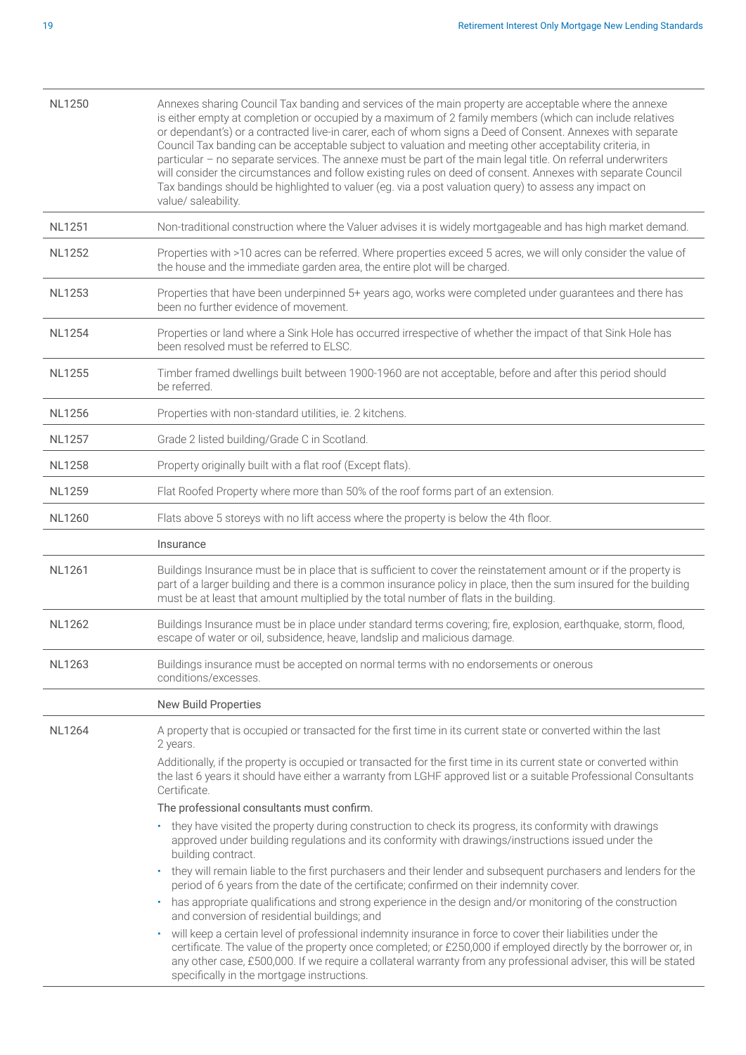| | |
|---|---|
| NL1250 | Annexes sharing Council Tax banding and services of the main property are acceptable where the annexe is either empty at completion or occupied by a maximum of 2 family members (which can include relatives or dependant's) or a contracted live-in carer, each of whom signs a Deed of Consent. Annexes with separate Council Tax banding can be acceptable subject to valuation and meeting other acceptability criteria, in particular – no separate services. The annexe must be part of the main legal title. On referral underwriters will consider the circumstances and follow existing rules on deed of consent. Annexes with separate Council Tax bandings should be highlighted to valuer (eg. via a post valuation query) to assess any impact on value/ saleability. |
| NL1251 | Non-traditional construction where the Valuer advises it is widely mortgageable and has high market demand. |
| NL1252 | Properties with >10 acres can be referred. Where properties exceed 5 acres, we will only consider the value of the house and the immediate garden area, the entire plot will be charged. |
| NL1253 | Properties that have been underpinned 5+ years ago, works were completed under guarantees and there has been no further evidence of movement. |
| NL1254 | Properties or land where a Sink Hole has occurred irrespective of whether the impact of that Sink Hole has been resolved must be referred to ELSC. |
| NL1255 | Timber framed dwellings built between 1900-1960 are not acceptable, before and after this period should be referred. |
| NL1256 | Properties with non-standard utilities, ie. 2 kitchens. |
| NL1257 | Grade 2 listed building/Grade C in Scotland. |
| NL1258 | Property originally built with a flat roof (Except flats). |
| NL1259 | Flat Roofed Property where more than 50% of the roof forms part of an extension. |
| NL1260 | Flats above 5 storeys with no lift access where the property is below the 4th floor. |
| | Insurance |
| NL1261 | Buildings Insurance must be in place that is sufficient to cover the reinstatement amount or if the property is part of a larger building and there is a common insurance policy in place, then the sum insured for the building must be at least that amount multiplied by the total number of flats in the building. |
| NL1262 | Buildings Insurance must be in place under standard terms covering; fire, explosion, earthquake, storm, flood, escape of water or oil, subsidence, heave, landslip and malicious damage. |
| NL1263 | Buildings insurance must be accepted on normal terms with no endorsements or onerous conditions/excesses. |
| | New Build Properties |
| NL1264 | A property that is occupied or transacted for the first time in its current state or converted within the last 2 years.<br><br>Additionally, if the property is occupied or transacted for the first time in its current state or converted within the last 6 years it should have either a warranty from LGHF approved list or a suitable Professional Consultants Certificate.<br><br>The professional consultants must confirm.<br><br>• they have visited the property during construction to check its progress, its conformity with drawings approved under building regulations and its conformity with drawings/instructions issued under the building contract.<br>• they will remain liable to the first purchasers and their lender and subsequent purchasers and lenders for the period of 6 years from the date of the certificate; confirmed on their indemnity cover.<br>• has appropriate qualifications and strong experience in the design and/or monitoring of the construction and conversion of residential buildings; and<br>• will keep a certain level of professional indemnity insurance in force to cover their liabilities under the certificate. The value of the property once completed; or £250,000 if employed directly by the borrower or, in any other case, £500,000. If we require a collateral warranty from any professional adviser, this will be stated specifically in the mortgage instructions. |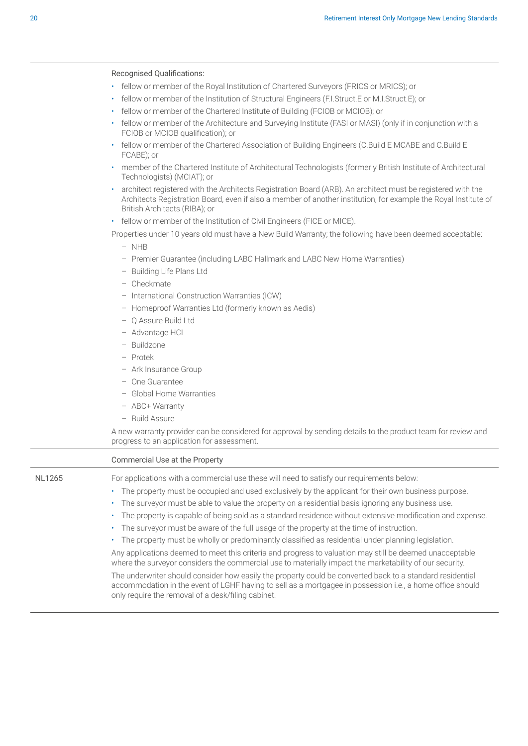Recognised Qualifications:

- fellow or member of the Royal Institution of Chartered Surveyors (FRICS or MRICS); or
- fellow or member of the Institution of Structural Engineers (F.I.Struct.E or M.I.Struct.E); or
- fellow or member of the Chartered Institute of Building (FCIOB or MCIOB); or
- fellow or member of the Architecture and Surveying Institute (FASI or MASI) (only if in conjunction with a FCIOB or MCIOB qualification); or
- fellow or member of the Chartered Association of Building Engineers (C.Build E MCABE and C.Build E FCABE); or
- member of the Chartered Institute of Architectural Technologists (formerly British Institute of Architectural Technologists) (MCIAT); or
- architect registered with the Architects Registration Board (ARB). An architect must be registered with the Architects Registration Board, even if also a member of another institution, for example the Royal Institute of British Architects (RIBA); or
- fellow or member of the Institution of Civil Engineers (FICE or MICE).

Properties under 10 years old must have a New Build Warranty; the following have been deemed acceptable:

- NHB
- Premier Guarantee (including LABC Hallmark and LABC New Home Warranties)
- Building Life Plans Ltd
- Checkmate
- International Construction Warranties (ICW)
- Homeproof Warranties Ltd (formerly known as Aedis)
- Q Assure Build Ltd
- Advantage HCI
- Buildzone
- Protek
- Ark Insurance Group
- One Guarantee
- Global Home Warranties
- ABC+ Warranty
- Build Assure

A new warranty provider can be considered for approval by sending details to the product team for review and progress to an application for assessment.

### Commercial Use at the Property

**NL1265**

For applications with a commercial use these will need to satisfy our requirements below:

- The property must be occupied and used exclusively by the applicant for their own business purpose.
- The surveyor must be able to value the property on a residential basis ignoring any business use.
- The property is capable of being sold as a standard residence without extensive modification and expense.
- The surveyor must be aware of the full usage of the property at the time of instruction.
- The property must be wholly or predominantly classified as residential under planning legislation.

Any applications deemed to meet this criteria and progress to valuation may still be deemed unacceptable where the surveyor considers the commercial use to materially impact the marketability of our security.

The underwriter should consider how easily the property could be converted back to a standard residential accommodation in the event of LGHF having to sell as a mortgagee in possession i.e., a home office should only require the removal of a desk/filing cabinet.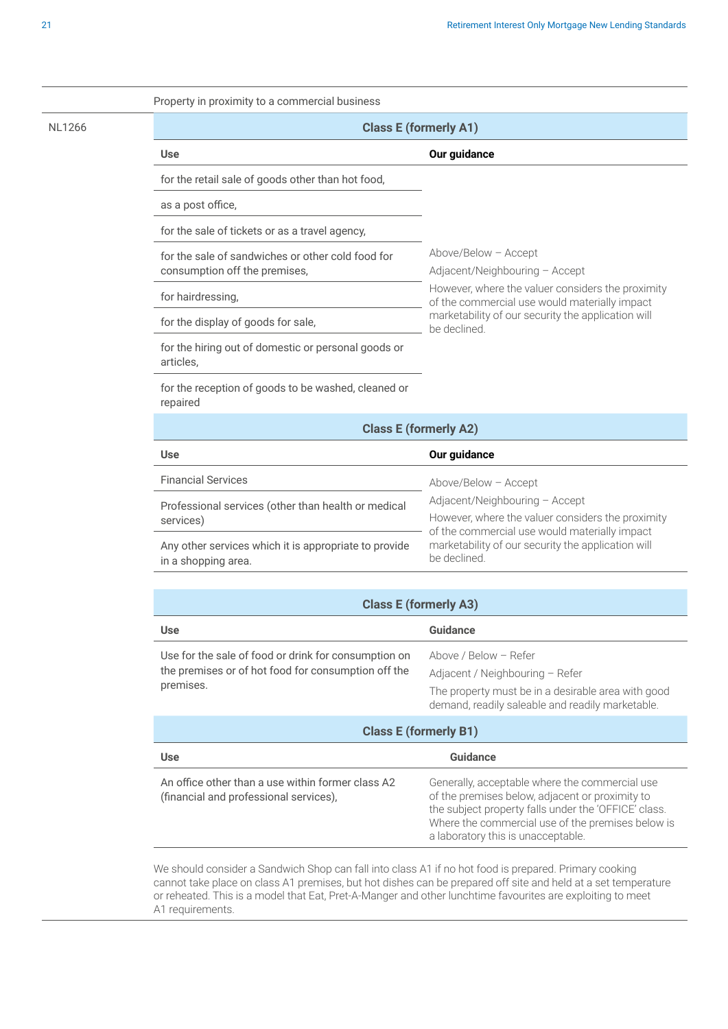Property in proximity to a commercial business

NL1266

**Class E (formerly A1)**

| Use | Our guidance |
|---|---|
| for the retail sale of goods other than hot food, | Above/Below – Accept<br>Adjacent/Neighbouring – Accept<br>However, where the valuer considers the proximity of the commercial use would materially impact marketability of our security the application will be declined. |
| as a post office, | |
| for the sale of tickets or as a travel agency, | |
| for the sale of sandwiches or other cold food for consumption off the premises, | |
| for hairdressing, | |
| for the display of goods for sale, | |
| for the hiring out of domestic or personal goods or articles, | |
| for the reception of goods to be washed, cleaned or repaired | |

**Class E (formerly A2)**

| Use | Our guidance |
|---|---|
| Financial Services | Above/Below – Accept<br>Adjacent/Neighbouring – Accept<br>However, where the valuer considers the proximity of the commercial use would materially impact marketability of our security the application will be declined. |
| Professional services (other than health or medical services) | |
| Any other services which it is appropriate to provide in a shopping area. | |

**Class E (formerly A3)**

| Use | Guidance |
|---|---|
| Use for the sale of food or drink for consumption on the premises or of hot food for consumption off the premises. | Above / Below – Refer<br>Adjacent / Neighbouring – Refer<br>The property must be in a desirable area with good demand, readily saleable and readily marketable. |

**Class E (formerly B1)**

| Use | Guidance |
|---|---|
| An office other than a use within former class A2 (financial and professional services), | Generally, acceptable where the commercial use of the premises below, adjacent or proximity to the subject property falls under the 'OFFICE' class. Where the commercial use of the premises below is a laboratory this is unacceptable. |

We should consider a Sandwich Shop can fall into class A1 if no hot food is prepared. Primary cooking cannot take place on class A1 premises, but hot dishes can be prepared off site and held at a set temperature or reheated. This is a model that Eat, Pret-A-Manger and other lunchtime favourites are exploiting to meet A1 requirements.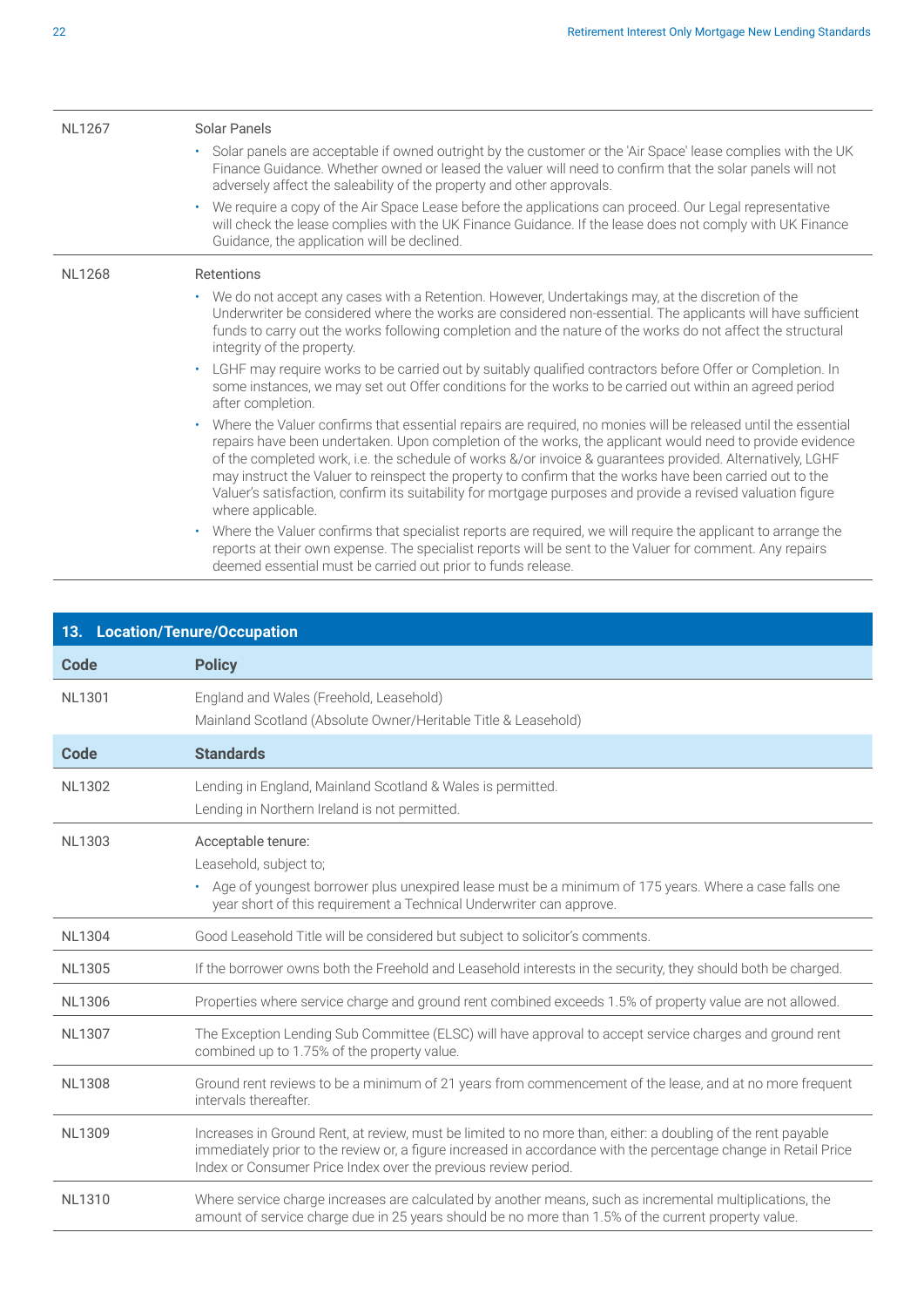| | |
|---|---|
| NL1267 | Solar Panels<br>• Solar panels are acceptable if owned outright by the customer or the 'Air Space' lease complies with the UK Finance Guidance. Whether owned or leased the valuer will need to confirm that the solar panels will not adversely affect the saleability of the property and other approvals.<br>• We require a copy of the Air Space Lease before the applications can proceed. Our Legal representative will check the lease complies with the UK Finance Guidance. If the lease does not comply with UK Finance Guidance, the application will be declined. |
| NL1268 | Retentions<br>• We do not accept any cases with a Retention. However, Undertakings may, at the discretion of the Underwriter be considered where the works are considered non-essential. The applicants will have sufficient funds to carry out the works following completion and the nature of the works do not affect the structural integrity of the property.<br>• LGHF may require works to be carried out by suitably qualified contractors before Offer or Completion. In some instances, we may set out Offer conditions for the works to be carried out within an agreed period after completion.<br>• Where the Valuer confirms that essential repairs are required, no monies will be released until the essential repairs have been undertaken. Upon completion of the works, the applicant would need to provide evidence of the completed work, i.e. the schedule of works &/or invoice & guarantees provided. Alternatively, LGHF may instruct the Valuer to reinspect the property to confirm that the works have been carried out to the Valuer's satisfaction, confirm its suitability for mortgage purposes and provide a revised valuation figure where applicable.<br>• Where the Valuer confirms that specialist reports are required, we will require the applicant to arrange the reports at their own expense. The specialist reports will be sent to the Valuer for comment. Any repairs deemed essential must be carried out prior to funds release. |

## 13. Location/Tenure/Occupation

| Code | Policy |
|---|---|
| NL1301 | England and Wales (Freehold, Leasehold)<br>Mainland Scotland (Absolute Owner/Heritable Title & Leasehold) |
| **Code** | **Standards** |
| NL1302 | Lending in England, Mainland Scotland & Wales is permitted.<br>Lending in Northern Ireland is not permitted. |
| NL1303 | Acceptable tenure:<br>Leasehold, subject to;<br>• Age of youngest borrower plus unexpired lease must be a minimum of 175 years. Where a case falls one year short of this requirement a Technical Underwriter can approve. |
| NL1304 | Good Leasehold Title will be considered but subject to solicitor's comments. |
| NL1305 | If the borrower owns both the Freehold and Leasehold interests in the security, they should both be charged. |
| NL1306 | Properties where service charge and ground rent combined exceeds 1.5% of property value are not allowed. |
| NL1307 | The Exception Lending Sub Committee (ELSC) will have approval to accept service charges and ground rent combined up to 1.75% of the property value. |
| NL1308 | Ground rent reviews to be a minimum of 21 years from commencement of the lease, and at no more frequent intervals thereafter. |
| NL1309 | Increases in Ground Rent, at review, must be limited to no more than, either: a doubling of the rent payable immediately prior to the review or, a figure increased in accordance with the percentage change in Retail Price Index or Consumer Price Index over the previous review period. |
| NL1310 | Where service charge increases are calculated by another means, such as incremental multiplications, the amount of service charge due in 25 years should be no more than 1.5% of the current property value. |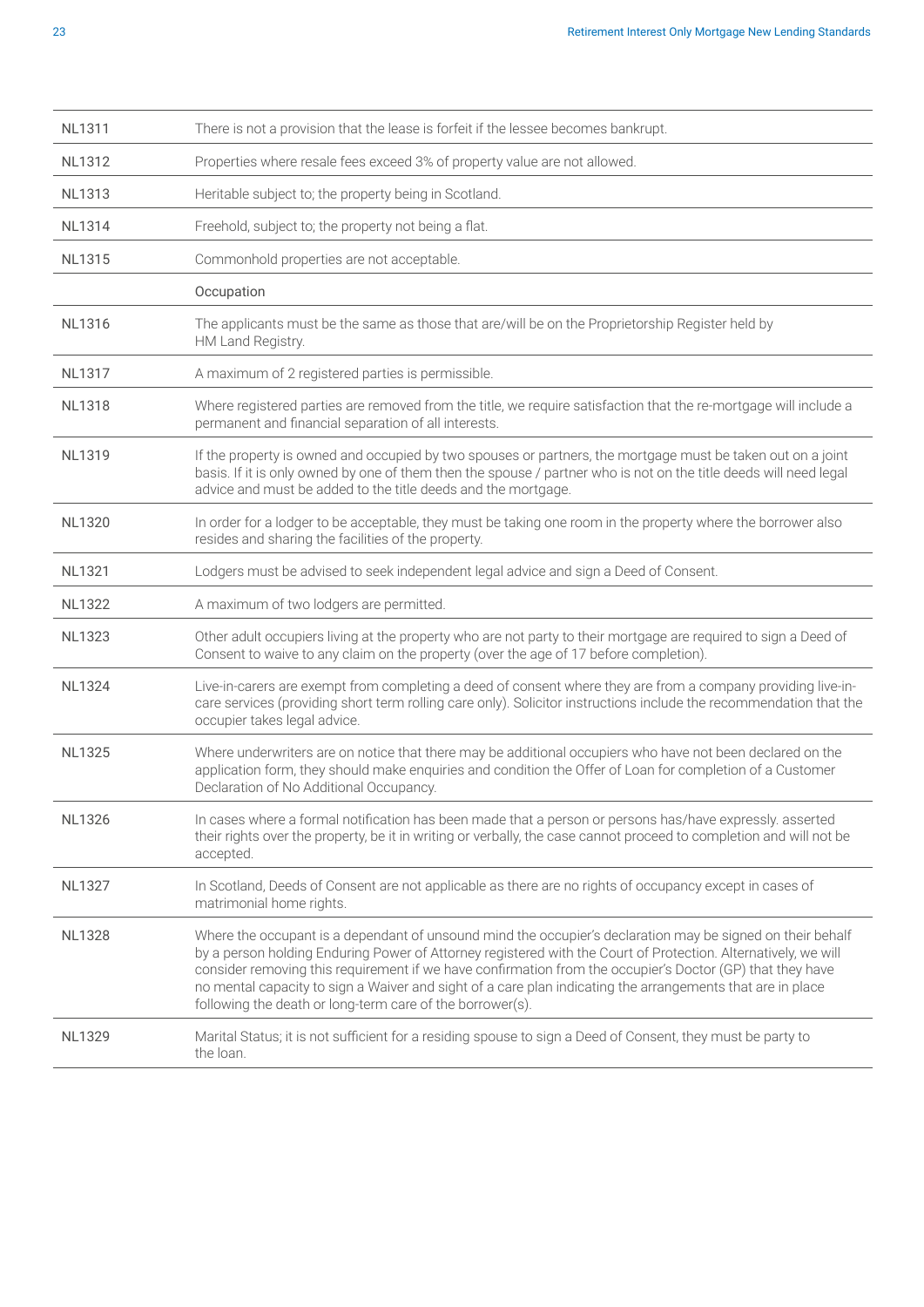| | |
|---|---|
| NL1311 | There is not a provision that the lease is forfeit if the lessee becomes bankrupt. |
| NL1312 | Properties where resale fees exceed 3% of property value are not allowed. |
| NL1313 | Heritable subject to; the property being in Scotland. |
| NL1314 | Freehold, subject to; the property not being a flat. |
| NL1315 | Commonhold properties are not acceptable. |
| | Occupation |
| NL1316 | The applicants must be the same as those that are/will be on the Proprietorship Register held by HM Land Registry. |
| NL1317 | A maximum of 2 registered parties is permissible. |
| NL1318 | Where registered parties are removed from the title, we require satisfaction that the re-mortgage will include a permanent and financial separation of all interests. |
| NL1319 | If the property is owned and occupied by two spouses or partners, the mortgage must be taken out on a joint basis. If it is only owned by one of them then the spouse / partner who is not on the title deeds will need legal advice and must be added to the title deeds and the mortgage. |
| NL1320 | In order for a lodger to be acceptable, they must be taking one room in the property where the borrower also resides and sharing the facilities of the property. |
| NL1321 | Lodgers must be advised to seek independent legal advice and sign a Deed of Consent. |
| NL1322 | A maximum of two lodgers are permitted. |
| NL1323 | Other adult occupiers living at the property who are not party to their mortgage are required to sign a Deed of Consent to waive to any claim on the property (over the age of 17 before completion). |
| NL1324 | Live-in-carers are exempt from completing a deed of consent where they are from a company providing live-in-care services (providing short term rolling care only). Solicitor instructions include the recommendation that the occupier takes legal advice. |
| NL1325 | Where underwriters are on notice that there may be additional occupiers who have not been declared on the application form, they should make enquiries and condition the Offer of Loan for completion of a Customer Declaration of No Additional Occupancy. |
| NL1326 | In cases where a formal notification has been made that a person or persons has/have expressly. asserted their rights over the property, be it in writing or verbally, the case cannot proceed to completion and will not be accepted. |
| NL1327 | In Scotland, Deeds of Consent are not applicable as there are no rights of occupancy except in cases of matrimonial home rights. |
| NL1328 | Where the occupant is a dependant of unsound mind the occupier's declaration may be signed on their behalf by a person holding Enduring Power of Attorney registered with the Court of Protection. Alternatively, we will consider removing this requirement if we have confirmation from the occupier's Doctor (GP) that they have no mental capacity to sign a Waiver and sight of a care plan indicating the arrangements that are in place following the death or long-term care of the borrower(s). |
| NL1329 | Marital Status; it is not sufficient for a residing spouse to sign a Deed of Consent, they must be party to the loan. |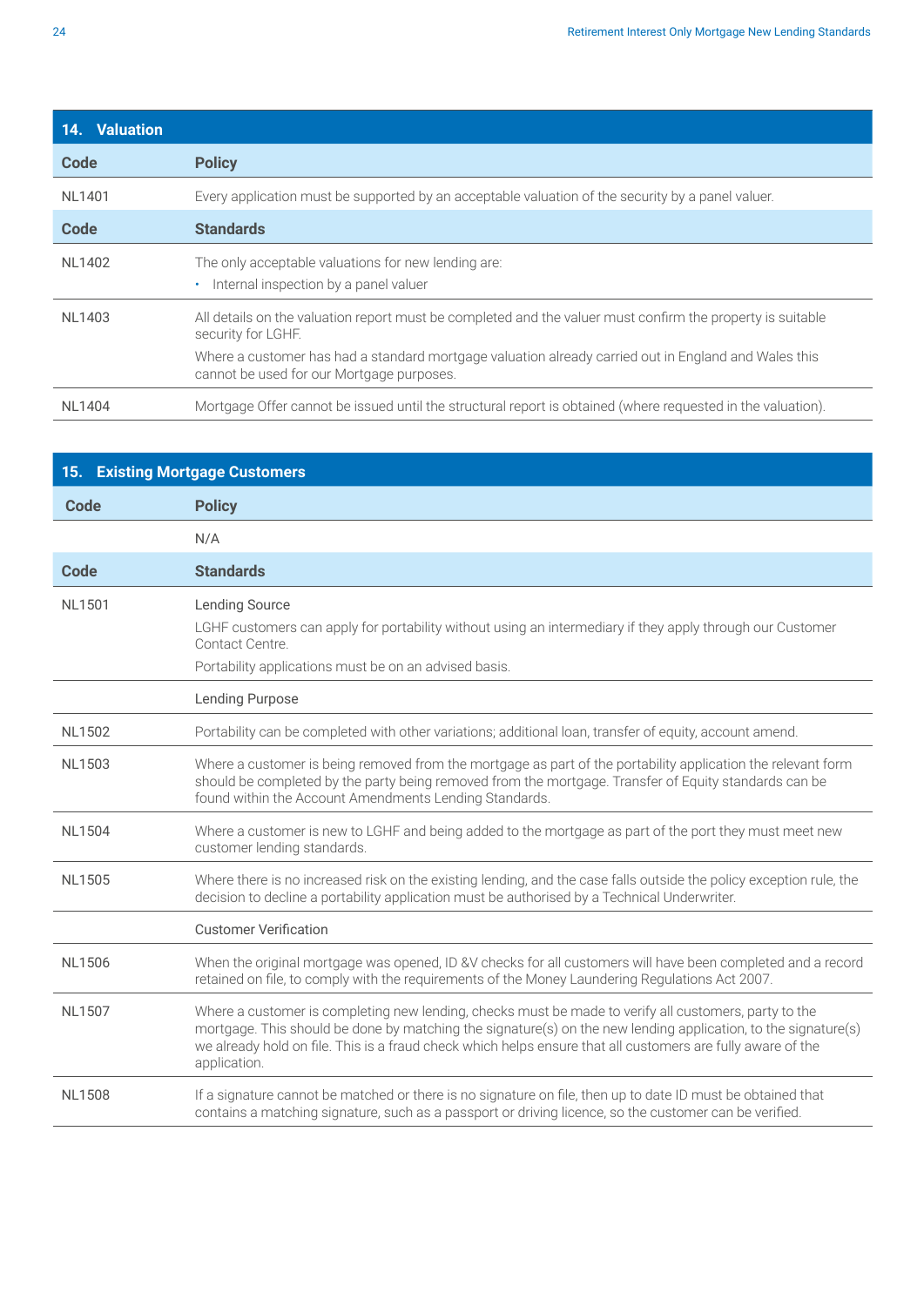## 14. Valuation

| Code | Policy |
| --- | --- |
| NL1401 | Every application must be supported by an acceptable valuation of the security by a panel valuer. |
| **Code** | **Standards** |
| NL1402 | The only acceptable valuations for new lending are:<br>• Internal inspection by a panel valuer |
| NL1403 | All details on the valuation report must be completed and the valuer must confirm the property is suitable security for LGHF.<br>Where a customer has had a standard mortgage valuation already carried out in England and Wales this cannot be used for our Mortgage purposes. |
| NL1404 | Mortgage Offer cannot be issued until the structural report is obtained (where requested in the valuation). |

## 15. Existing Mortgage Customers

| Code | Policy |
| --- | --- |
| | N/A |
| **Code** | **Standards** |
| NL1501 | Lending Source<br>LGHF customers can apply for portability without using an intermediary if they apply through our Customer Contact Centre.<br>Portability applications must be on an advised basis. |
| | Lending Purpose |
| NL1502 | Portability can be completed with other variations; additional loan, transfer of equity, account amend. |
| NL1503 | Where a customer is being removed from the mortgage as part of the portability application the relevant form should be completed by the party being removed from the mortgage. Transfer of Equity standards can be found within the Account Amendments Lending Standards. |
| NL1504 | Where a customer is new to LGHF and being added to the mortgage as part of the port they must meet new customer lending standards. |
| NL1505 | Where there is no increased risk on the existing lending, and the case falls outside the policy exception rule, the decision to decline a portability application must be authorised by a Technical Underwriter. |
| | Customer Verification |
| NL1506 | When the original mortgage was opened, ID &V checks for all customers will have been completed and a record retained on file, to comply with the requirements of the Money Laundering Regulations Act 2007. |
| NL1507 | Where a customer is completing new lending, checks must be made to verify all customers, party to the mortgage. This should be done by matching the signature(s) on the new lending application, to the signature(s) we already hold on file. This is a fraud check which helps ensure that all customers are fully aware of the application. |
| NL1508 | If a signature cannot be matched or there is no signature on file, then up to date ID must be obtained that contains a matching signature, such as a passport or driving licence, so the customer can be verified. |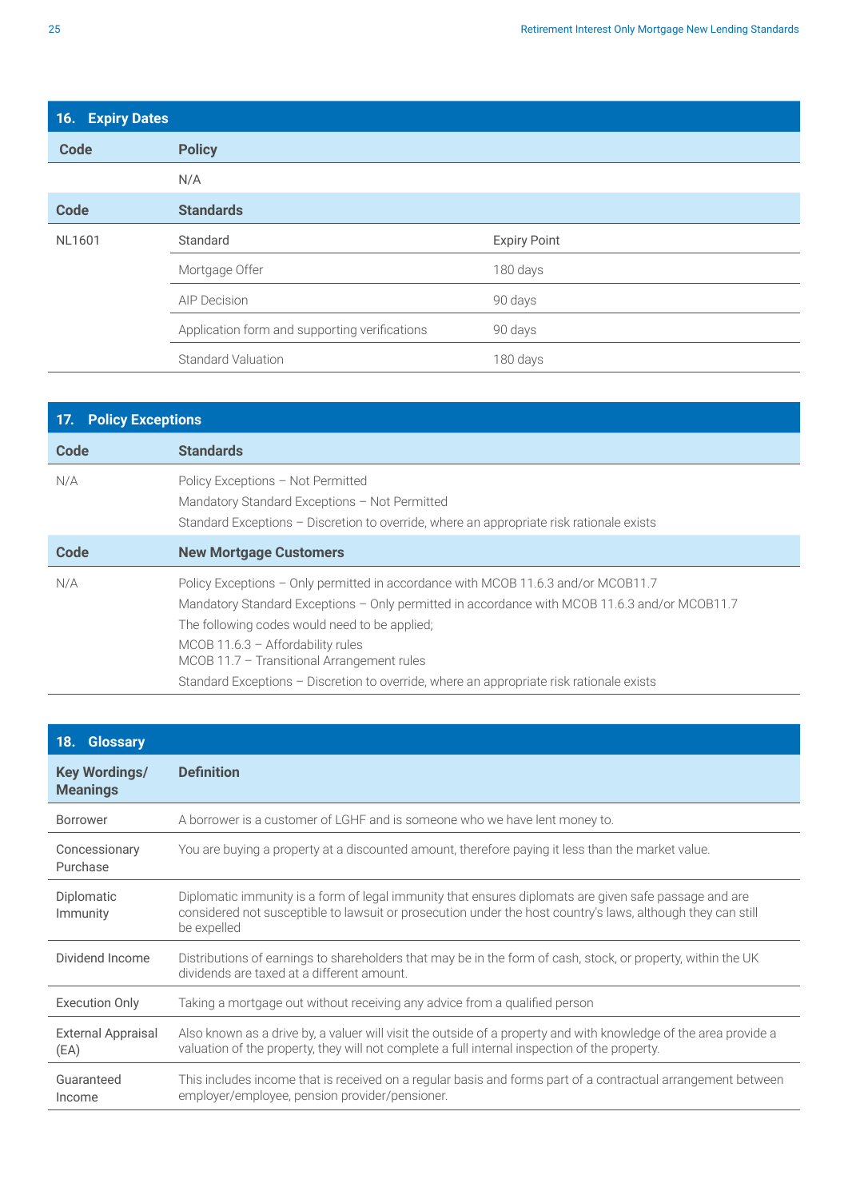## 16. Expiry Dates

| Code | Policy | |
|---|---|---|
| | N/A | |
| **Code** | **Standards** | |
| NL1601 | Standard | Expiry Point |
| | Mortgage Offer | 180 days |
| | AIP Decision | 90 days |
| | Application form and supporting verifications | 90 days |
| | Standard Valuation | 180 days |

## 17. Policy Exceptions

| Code | Standards |
|---|---|
| N/A | Policy Exceptions – Not Permitted<br>Mandatory Standard Exceptions – Not Permitted<br>Standard Exceptions – Discretion to override, where an appropriate risk rationale exists |
| **Code** | **New Mortgage Customers** |
| N/A | Policy Exceptions – Only permitted in accordance with MCOB 11.6.3 and/or MCOB11.7<br>Mandatory Standard Exceptions – Only permitted in accordance with MCOB 11.6.3 and/or MCOB11.7<br>The following codes would need to be applied;<br>MCOB 11.6.3 – Affordability rules<br>MCOB 11.7 – Transitional Arrangement rules<br>Standard Exceptions – Discretion to override, where an appropriate risk rationale exists |

## 18. Glossary

| Key Wordings/ Meanings | Definition |
|---|---|
| Borrower | A borrower is a customer of LGHF and is someone who we have lent money to. |
| Concessionary Purchase | You are buying a property at a discounted amount, therefore paying it less than the market value. |
| Diplomatic Immunity | Diplomatic immunity is a form of legal immunity that ensures diplomats are given safe passage and are considered not susceptible to lawsuit or prosecution under the host country's laws, although they can still be expelled |
| Dividend Income | Distributions of earnings to shareholders that may be in the form of cash, stock, or property, within the UK dividends are taxed at a different amount. |
| Execution Only | Taking a mortgage out without receiving any advice from a qualified person |
| External Appraisal (EA) | Also known as a drive by, a valuer will visit the outside of a property and with knowledge of the area provide a valuation of the property, they will not complete a full internal inspection of the property. |
| Guaranteed Income | This includes income that is received on a regular basis and forms part of a contractual arrangement between employer/employee, pension provider/pensioner. |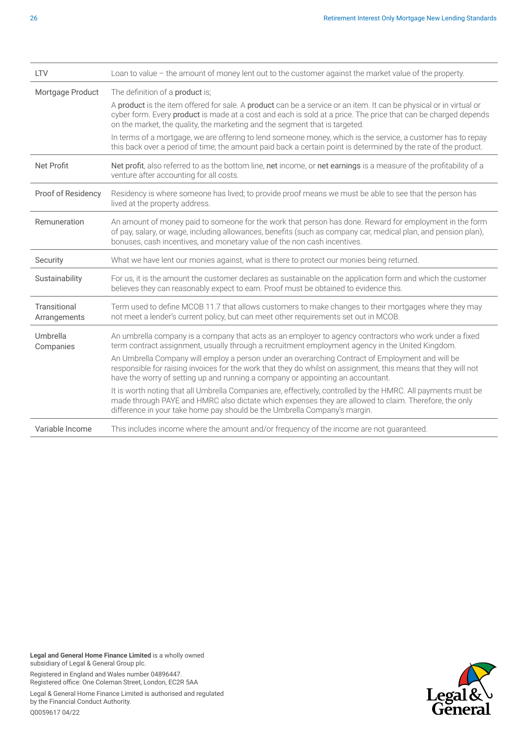| | |
|---|---|
| LTV | Loan to value – the amount of money lent out to the customer against the market value of the property. |
| Mortgage Product | The definition of a **product** is;<br><br>A **product** is the item offered for sale. A **product** can be a service or an item. It can be physical or in virtual or cyber form. Every **product** is made at a cost and each is sold at a price. The price that can be charged depends on the market, the quality, the marketing and the segment that is targeted.<br><br>In terms of a mortgage, we are offering to lend someone money, which is the service, a customer has to repay this back over a period of time; the amount paid back a certain point is determined by the rate of the product. |
| Net Profit | **Net profit**, also referred to as the bottom line, **net** income, or **net earnings** is a measure of the profitability of a venture after accounting for all costs. |
| Proof of Residency | Residency is where someone has lived; to provide proof means we must be able to see that the person has lived at the property address. |
| Remuneration | An amount of money paid to someone for the work that person has done. Reward for employment in the form of pay, salary, or wage, including allowances, benefits (such as company car, medical plan, and pension plan), bonuses, cash incentives, and monetary value of the non cash incentives. |
| Security | What we have lent our monies against, what is there to protect our monies being returned. |
| Sustainability | For us, it is the amount the customer declares as sustainable on the application form and which the customer believes they can reasonably expect to earn. Proof must be obtained to evidence this. |
| Transitional Arrangements | Term used to define MCOB 11.7 that allows customers to make changes to their mortgages where they may not meet a lender's current policy, but can meet other requirements set out in MCOB. |
| Umbrella Companies | An umbrella company is a company that acts as an employer to agency contractors who work under a fixed term contract assignment, usually through a recruitment employment agency in the United Kingdom.<br><br>An Umbrella Company will employ a person under an overarching Contract of Employment and will be responsible for raising invoices for the work that they do whilst on assignment, this means that they will not have the worry of setting up and running a company or appointing an accountant.<br><br>It is worth noting that all Umbrella Companies are, effectively, controlled by the HMRC. All payments must be made through PAYE and HMRC also dictate which expenses they are allowed to claim. Therefore, the only difference in your take home pay should be the Umbrella Company's margin. |
| Variable Income | This includes income where the amount and/or frequency of the income are not guaranteed. |

**Legal and General Home Finance Limited** is a wholly owned subsidiary of Legal & General Group plc.

Registered in England and Wales number 04896447.
Registered office: One Coleman Street, London, EC2R 5AA

Legal & General Home Finance Limited is authorised and regulated by the Financial Conduct Authority.

Q0059617 04/22